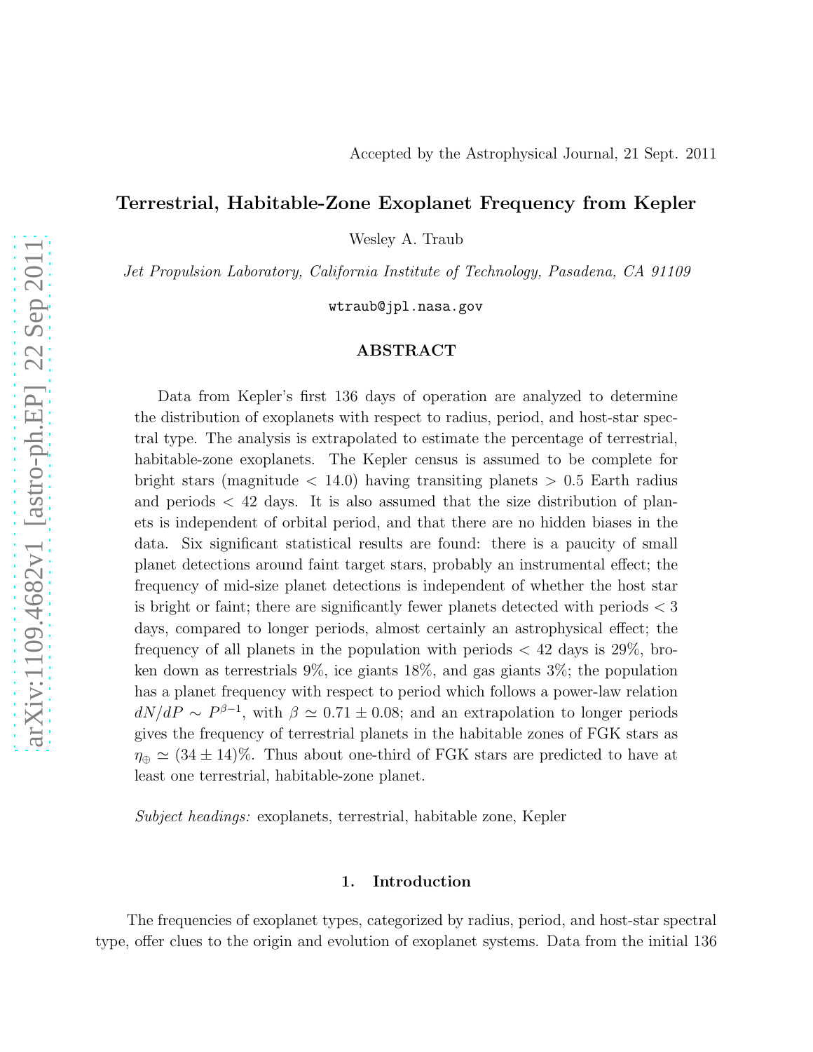Accepted by the Astrophysical Journal, 21 Sept. 2011

# Terrestrial, Habitable-Zone Exoplanet Frequency from Kepler

Wesley A. Traub

*Jet Propulsion Laboratory, California Institute of Technology, Pasadena, CA 91109*

wtraub@jpl.nasa.gov

## ABSTRACT

Data from Kepler's first 136 days of operation are analyzed to determine the distribution of exoplanets with respect to radius, period, and host-star spectral type. The analysis is extrapolated to estimate the percentage of terrestrial, habitable-zone exoplanets. The Kepler census is assumed to be complete for bright stars (magnitude < 14.0) having transiting planets > 0.5 Earth radius and periods < 42 days. It is also assumed that the size distribution of planets is independent of orbital period, and that there are no hidden biases in the data. Six significant statistical results are found: there is a paucity of small planet detections around faint target stars, probably an instrumental effect; the frequency of mid-size planet detections is independent of whether the host star is bright or faint; there are significantly fewer planets detected with periods < 3 days, compared to longer periods, almost certainly an astrophysical effect; the frequency of all planets in the population with periods < 42 days is 29%, broken down as terrestrials 9%, ice giants 18%, and gas giants 3%; the population has a planet frequency with respect to period which follows a power-law relation $dN/dP \sim P^{\beta-1}$, with $\beta \simeq 0.71 \pm 0.08$; and an extrapolation to longer periods gives the frequency of terrestrial planets in the habitable zones of FGK stars as $\eta_{\oplus} \simeq (34 \pm 14)\%$. Thus about one-third of FGK stars are predicted to have at least one terrestrial, habitable-zone planet.

*Subject headings:* exoplanets, terrestrial, habitable zone, Kepler

## 1. Introduction

The frequencies of exoplanet types, categorized by radius, period, and host-star spectral type, offer clues to the origin and evolution of exoplanet systems. Data from the initial 136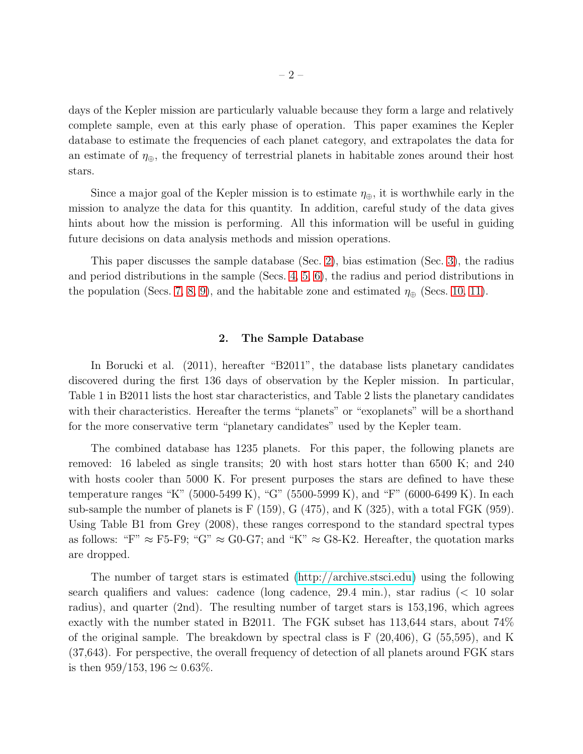days of the Kepler mission are particularly valuable because they form a large and relatively complete sample, even at this early phase of operation. This paper examines the Kepler database to estimate the frequencies of each planet category, and extrapolates the data for an estimate of $\eta_{\oplus}$, the frequency of terrestrial planets in habitable zones around their host stars.

Since a major goal of the Kepler mission is to estimate $\eta_{\oplus}$, it is worthwhile early in the mission to analyze the data for this quantity. In addition, careful study of the data gives hints about how the mission is performing. All this information will be useful in guiding future decisions on data analysis methods and mission operations.

This paper discusses the sample database (Sec. 2), bias estimation (Sec. 3), the radius and period distributions in the sample (Secs. 4, 5, 6), the radius and period distributions in the population (Secs. 7, 8, 9), and the habitable zone and estimated $\eta_{\oplus}$ (Secs. 10, 11).

## 2. The Sample Database

In Borucki et al. (2011), hereafter "B2011", the database lists planetary candidates discovered during the first 136 days of observation by the Kepler mission. In particular, Table 1 in B2011 lists the host star characteristics, and Table 2 lists the planetary candidates with their characteristics. Hereafter the terms "planets" or "exoplanets" will be a shorthand for the more conservative term "planetary candidates" used by the Kepler team.

The combined database has 1235 planets. For this paper, the following planets are removed: 16 labeled as single transits; 20 with host stars hotter than 6500 K; and 240 with hosts cooler than 5000 K. For present purposes the stars are defined to have these temperature ranges "K" (5000-5499 K), "G" (5500-5999 K), and "F" (6000-6499 K). In each sub-sample the number of planets is F (159), G (475), and K (325), with a total FGK (959). Using Table B1 from Grey (2008), these ranges correspond to the standard spectral types as follows: "F" $\approx$ F5-F9; "G" $\approx$ G0-G7; and "K" $\approx$ G8-K2. Hereafter, the quotation marks are dropped.

The number of target stars is estimated (http://archive.stsci.edu) using the following search qualifiers and values: cadence (long cadence, 29.4 min.), star radius (< 10 solar radius), and quarter (2nd). The resulting number of target stars is 153,196, which agrees exactly with the number stated in B2011. The FGK subset has 113,644 stars, about 74% of the original sample. The breakdown by spectral class is F (20,406), G (55,595), and K (37,643). For perspective, the overall frequency of detection of all planets around FGK stars is then $959/153,196 \simeq 0.63\%$.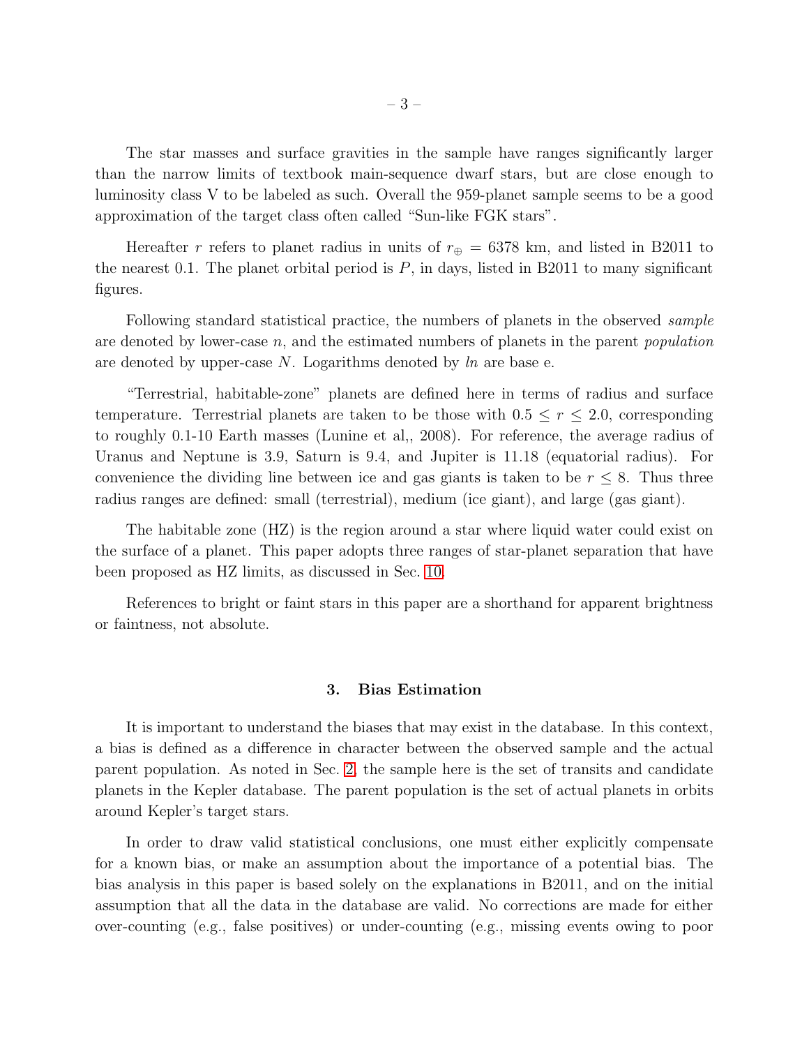The star masses and surface gravities in the sample have ranges significantly larger than the narrow limits of textbook main-sequence dwarf stars, but are close enough to luminosity class V to be labeled as such. Overall the 959-planet sample seems to be a good approximation of the target class often called "Sun-like FGK stars".

Hereafter $r$ refers to planet radius in units of $r_{\oplus} = 6378$ km, and listed in B2011 to the nearest 0.1. The planet orbital period is $P$, in days, listed in B2011 to many significant figures.

Following standard statistical practice, the numbers of planets in the observed *sample* are denoted by lower-case $n$, and the estimated numbers of planets in the parent *population* are denoted by upper-case $N$. Logarithms denoted by *ln* are base e.

"Terrestrial, habitable-zone" planets are defined here in terms of radius and surface temperature. Terrestrial planets are taken to be those with $0.5 \leq r \leq 2.0$, corresponding to roughly 0.1-10 Earth masses (Lunine et al,, 2008). For reference, the average radius of Uranus and Neptune is 3.9, Saturn is 9.4, and Jupiter is 11.18 (equatorial radius). For convenience the dividing line between ice and gas giants is taken to be $r \leq 8$. Thus three radius ranges are defined: small (terrestrial), medium (ice giant), and large (gas giant).

The habitable zone (HZ) is the region around a star where liquid water could exist on the surface of a planet. This paper adopts three ranges of star-planet separation that have been proposed as HZ limits, as discussed in Sec. 10.

References to bright or faint stars in this paper are a shorthand for apparent brightness or faintness, not absolute.

## 3. Bias Estimation

It is important to understand the biases that may exist in the database. In this context, a bias is defined as a difference in character between the observed sample and the actual parent population. As noted in Sec. 2, the sample here is the set of transits and candidate planets in the Kepler database. The parent population is the set of actual planets in orbits around Kepler's target stars.

In order to draw valid statistical conclusions, one must either explicitly compensate for a known bias, or make an assumption about the importance of a potential bias. The bias analysis in this paper is based solely on the explanations in B2011, and on the initial assumption that all the data in the database are valid. No corrections are made for either over-counting (e.g., false positives) or under-counting (e.g., missing events owing to poor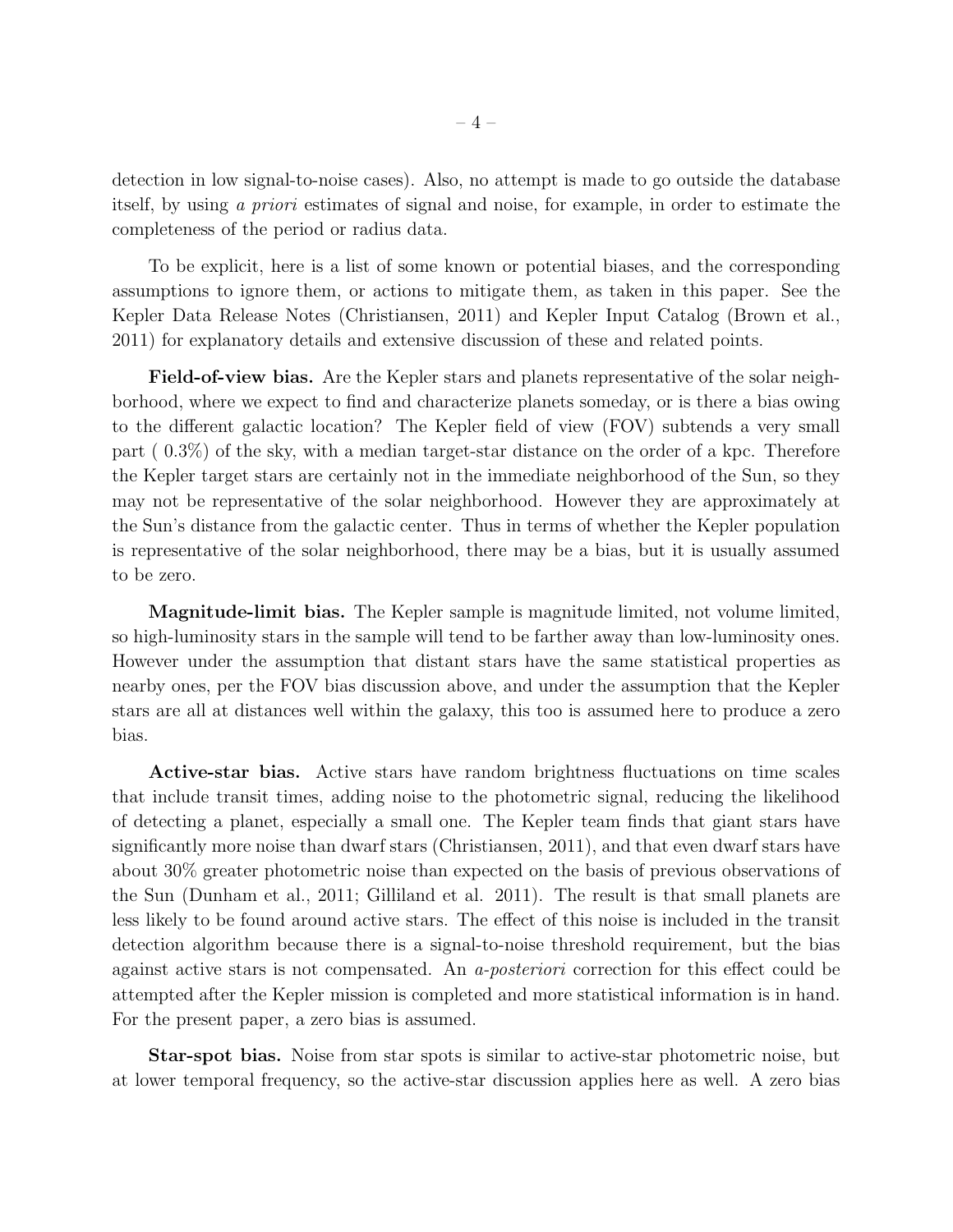detection in low signal-to-noise cases). Also, no attempt is made to go outside the database itself, by using *a priori* estimates of signal and noise, for example, in order to estimate the completeness of the period or radius data.

To be explicit, here is a list of some known or potential biases, and the corresponding assumptions to ignore them, or actions to mitigate them, as taken in this paper. See the Kepler Data Release Notes (Christiansen, 2011) and Kepler Input Catalog (Brown et al., 2011) for explanatory details and extensive discussion of these and related points.

**Field-of-view bias.** Are the Kepler stars and planets representative of the solar neighborhood, where we expect to find and characterize planets someday, or is there a bias owing to the different galactic location? The Kepler field of view (FOV) subtends a very small part ( 0.3%) of the sky, with a median target-star distance on the order of a kpc. Therefore the Kepler target stars are certainly not in the immediate neighborhood of the Sun, so they may not be representative of the solar neighborhood. However they are approximately at the Sun's distance from the galactic center. Thus in terms of whether the Kepler population is representative of the solar neighborhood, there may be a bias, but it is usually assumed to be zero.

**Magnitude-limit bias.** The Kepler sample is magnitude limited, not volume limited, so high-luminosity stars in the sample will tend to be farther away than low-luminosity ones. However under the assumption that distant stars have the same statistical properties as nearby ones, per the FOV bias discussion above, and under the assumption that the Kepler stars are all at distances well within the galaxy, this too is assumed here to produce a zero bias.

**Active-star bias.** Active stars have random brightness fluctuations on time scales that include transit times, adding noise to the photometric signal, reducing the likelihood of detecting a planet, especially a small one. The Kepler team finds that giant stars have significantly more noise than dwarf stars (Christiansen, 2011), and that even dwarf stars have about 30% greater photometric noise than expected on the basis of previous observations of the Sun (Dunham et al., 2011; Gilliland et al. 2011). The result is that small planets are less likely to be found around active stars. The effect of this noise is included in the transit detection algorithm because there is a signal-to-noise threshold requirement, but the bias against active stars is not compensated. An *a-posteriori* correction for this effect could be attempted after the Kepler mission is completed and more statistical information is in hand. For the present paper, a zero bias is assumed.

**Star-spot bias.** Noise from star spots is similar to active-star photometric noise, but at lower temporal frequency, so the active-star discussion applies here as well. A zero bias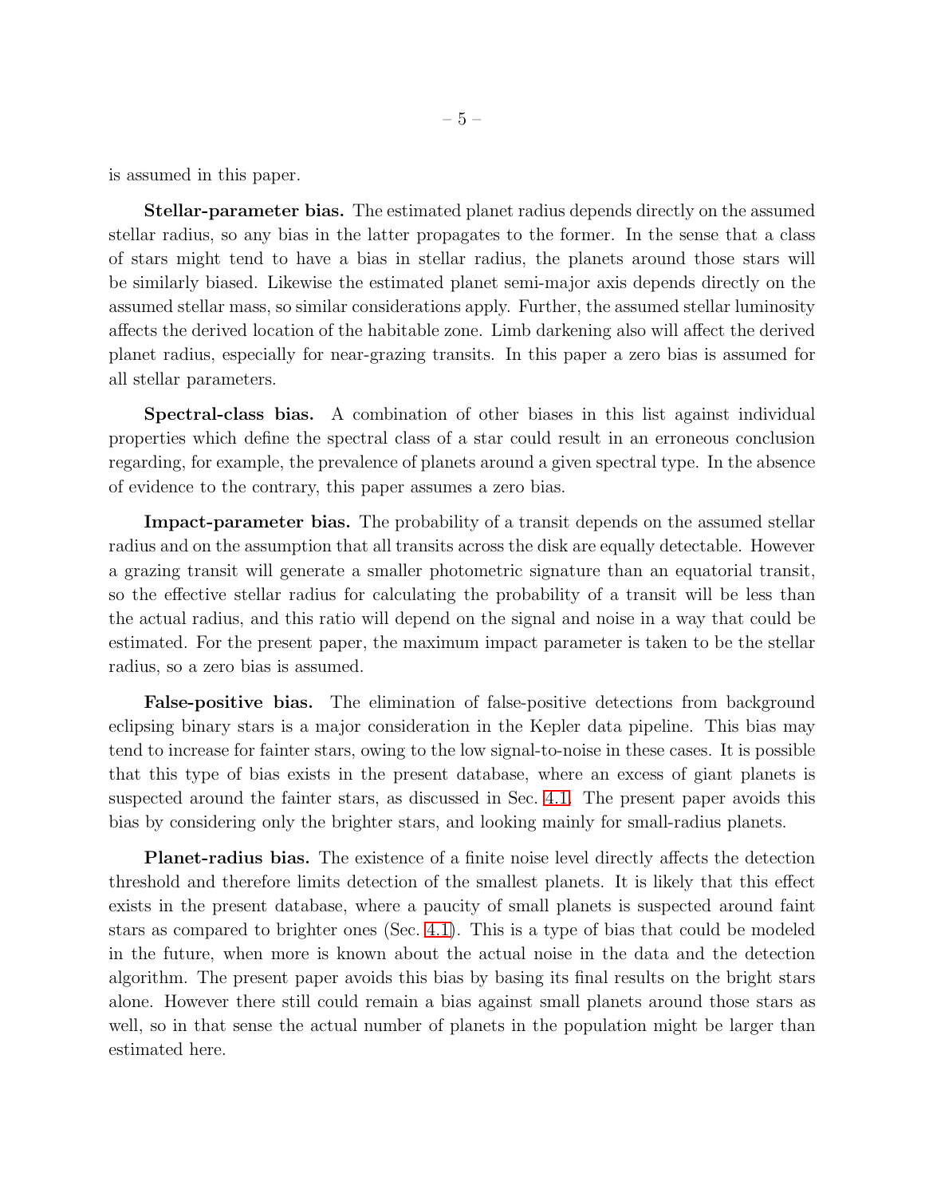is assumed in this paper.

**Stellar-parameter bias.** The estimated planet radius depends directly on the assumed stellar radius, so any bias in the latter propagates to the former. In the sense that a class of stars might tend to have a bias in stellar radius, the planets around those stars will be similarly biased. Likewise the estimated planet semi-major axis depends directly on the assumed stellar mass, so similar considerations apply. Further, the assumed stellar luminosity affects the derived location of the habitable zone. Limb darkening also will affect the derived planet radius, especially for near-grazing transits. In this paper a zero bias is assumed for all stellar parameters.

**Spectral-class bias.** A combination of other biases in this list against individual properties which define the spectral class of a star could result in an erroneous conclusion regarding, for example, the prevalence of planets around a given spectral type. In the absence of evidence to the contrary, this paper assumes a zero bias.

**Impact-parameter bias.** The probability of a transit depends on the assumed stellar radius and on the assumption that all transits across the disk are equally detectable. However a grazing transit will generate a smaller photometric signature than an equatorial transit, so the effective stellar radius for calculating the probability of a transit will be less than the actual radius, and this ratio will depend on the signal and noise in a way that could be estimated. For the present paper, the maximum impact parameter is taken to be the stellar radius, so a zero bias is assumed.

**False-positive bias.** The elimination of false-positive detections from background eclipsing binary stars is a major consideration in the Kepler data pipeline. This bias may tend to increase for fainter stars, owing to the low signal-to-noise in these cases. It is possible that this type of bias exists in the present database, where an excess of giant planets is suspected around the fainter stars, as discussed in Sec. 4.1. The present paper avoids this bias by considering only the brighter stars, and looking mainly for small-radius planets.

**Planet-radius bias.** The existence of a finite noise level directly affects the detection threshold and therefore limits detection of the smallest planets. It is likely that this effect exists in the present database, where a paucity of small planets is suspected around faint stars as compared to brighter ones (Sec. 4.1). This is a type of bias that could be modeled in the future, when more is known about the actual noise in the data and the detection algorithm. The present paper avoids this bias by basing its final results on the bright stars alone. However there still could remain a bias against small planets around those stars as well, so in that sense the actual number of planets in the population might be larger than estimated here.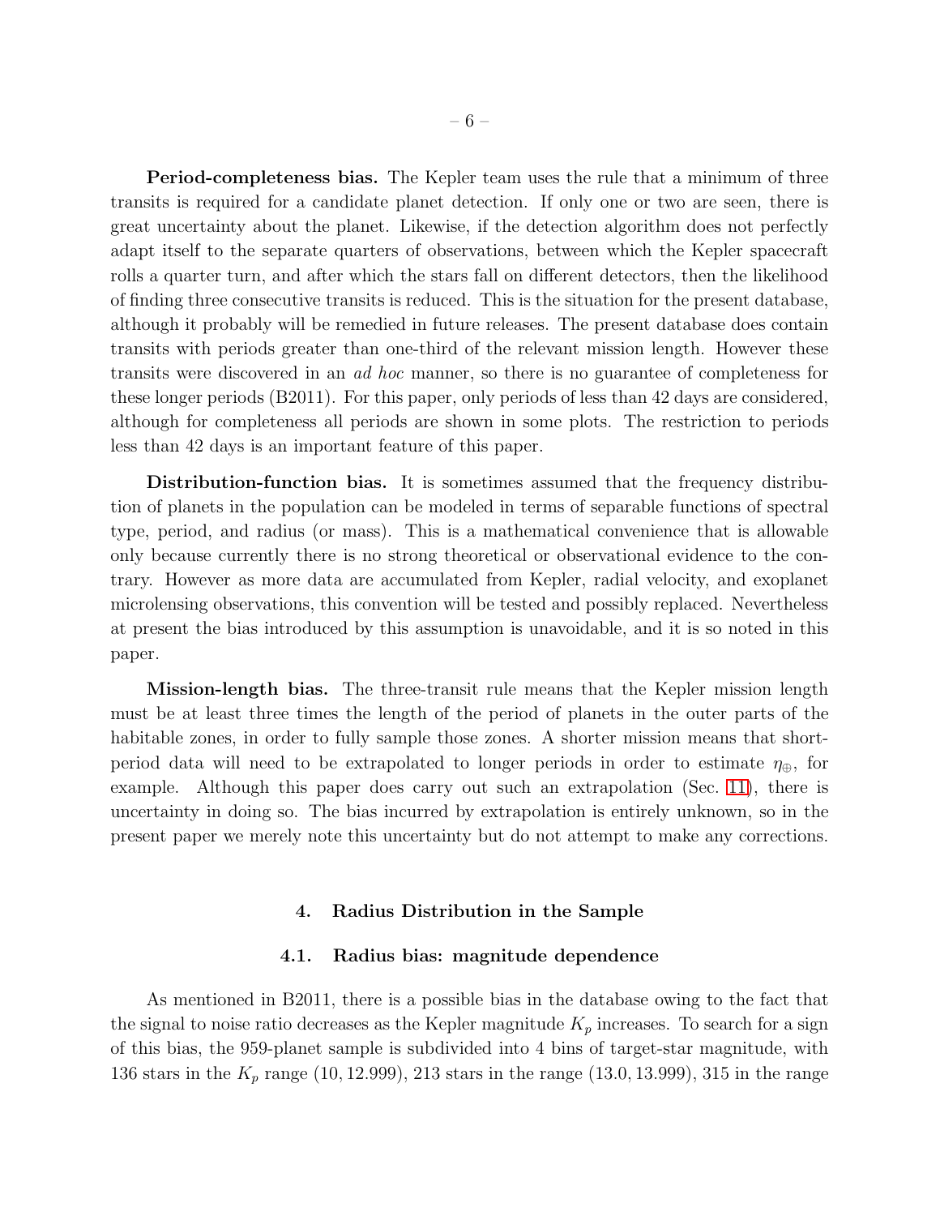**Period-completeness bias.** The Kepler team uses the rule that a minimum of three transits is required for a candidate planet detection. If only one or two are seen, there is great uncertainty about the planet. Likewise, if the detection algorithm does not perfectly adapt itself to the separate quarters of observations, between which the Kepler spacecraft rolls a quarter turn, and after which the stars fall on different detectors, then the likelihood of finding three consecutive transits is reduced. This is the situation for the present database, although it probably will be remedied in future releases. The present database does contain transits with periods greater than one-third of the relevant mission length. However these transits were discovered in an *ad hoc* manner, so there is no guarantee of completeness for these longer periods (B2011). For this paper, only periods of less than 42 days are considered, although for completeness all periods are shown in some plots. The restriction to periods less than 42 days is an important feature of this paper.

**Distribution-function bias.** It is sometimes assumed that the frequency distribution of planets in the population can be modeled in terms of separable functions of spectral type, period, and radius (or mass). This is a mathematical convenience that is allowable only because currently there is no strong theoretical or observational evidence to the contrary. However as more data are accumulated from Kepler, radial velocity, and exoplanet microlensing observations, this convention will be tested and possibly replaced. Nevertheless at present the bias introduced by this assumption is unavoidable, and it is so noted in this paper.

**Mission-length bias.** The three-transit rule means that the Kepler mission length must be at least three times the length of the period of planets in the outer parts of the habitable zones, in order to fully sample those zones. A shorter mission means that short-period data will need to be extrapolated to longer periods in order to estimate $\eta_{\oplus}$, for example. Although this paper does carry out such an extrapolation (Sec. 11), there is uncertainty in doing so. The bias incurred by extrapolation is entirely unknown, so in the present paper we merely note this uncertainty but do not attempt to make any corrections.

## 4. Radius Distribution in the Sample

### 4.1. Radius bias: magnitude dependence

As mentioned in B2011, there is a possible bias in the database owing to the fact that the signal to noise ratio decreases as the Kepler magnitude $K_p$ increases. To search for a sign of this bias, the 959-planet sample is subdivided into 4 bins of target-star magnitude, with 136 stars in the $K_p$ range $(10, 12.999)$, 213 stars in the range $(13.0, 13.999)$, 315 in the range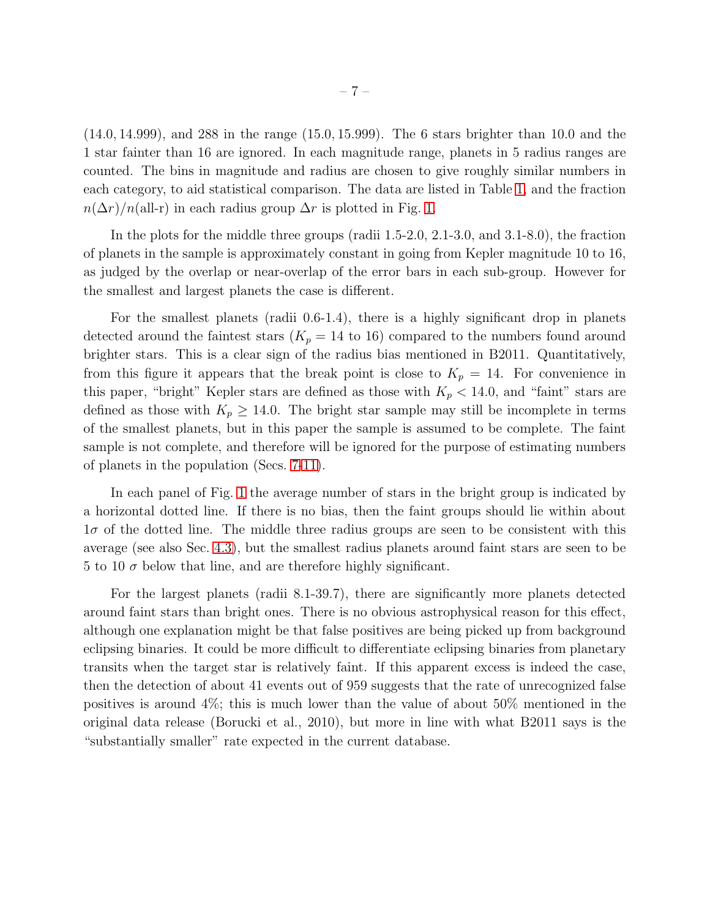(14.0, 14.999), and 288 in the range (15.0, 15.999). The 6 stars brighter than 10.0 and the 1 star fainter than 16 are ignored. In each magnitude range, planets in 5 radius ranges are counted. The bins in magnitude and radius are chosen to give roughly similar numbers in each category, to aid statistical comparison. The data are listed in Table 1, and the fraction $n(\Delta r)/n(\text{all-r})$ in each radius group $\Delta r$ is plotted in Fig. 1.

In the plots for the middle three groups (radii 1.5-2.0, 2.1-3.0, and 3.1-8.0), the fraction of planets in the sample is approximately constant in going from Kepler magnitude 10 to 16, as judged by the overlap or near-overlap of the error bars in each sub-group. However for the smallest and largest planets the case is different.

For the smallest planets (radii 0.6-1.4), there is a highly significant drop in planets detected around the faintest stars ($K_p = 14$ to 16) compared to the numbers found around brighter stars. This is a clear sign of the radius bias mentioned in B2011. Quantitatively, from this figure it appears that the break point is close to $K_p = 14$. For convenience in this paper, "bright" Kepler stars are defined as those with $K_p < 14.0$, and "faint" stars are defined as those with $K_p \geq 14.0$. The bright star sample may still be incomplete in terms of the smallest planets, but in this paper the sample is assumed to be complete. The faint sample is not complete, and therefore will be ignored for the purpose of estimating numbers of planets in the population (Secs. 7-11).

In each panel of Fig. 1 the average number of stars in the bright group is indicated by a horizontal dotted line. If there is no bias, then the faint groups should lie within about $1\sigma$ of the dotted line. The middle three radius groups are seen to be consistent with this average (see also Sec. 4.3), but the smallest radius planets around faint stars are seen to be 5 to 10 $\sigma$ below that line, and are therefore highly significant.

For the largest planets (radii 8.1-39.7), there are significantly more planets detected around faint stars than bright ones. There is no obvious astrophysical reason for this effect, although one explanation might be that false positives are being picked up from background eclipsing binaries. It could be more difficult to differentiate eclipsing binaries from planetary transits when the target star is relatively faint. If this apparent excess is indeed the case, then the detection of about 41 events out of 959 suggests that the rate of unrecognized false positives is around 4%; this is much lower than the value of about 50% mentioned in the original data release (Borucki et al., 2010), but more in line with what B2011 says is the "substantially smaller" rate expected in the current database.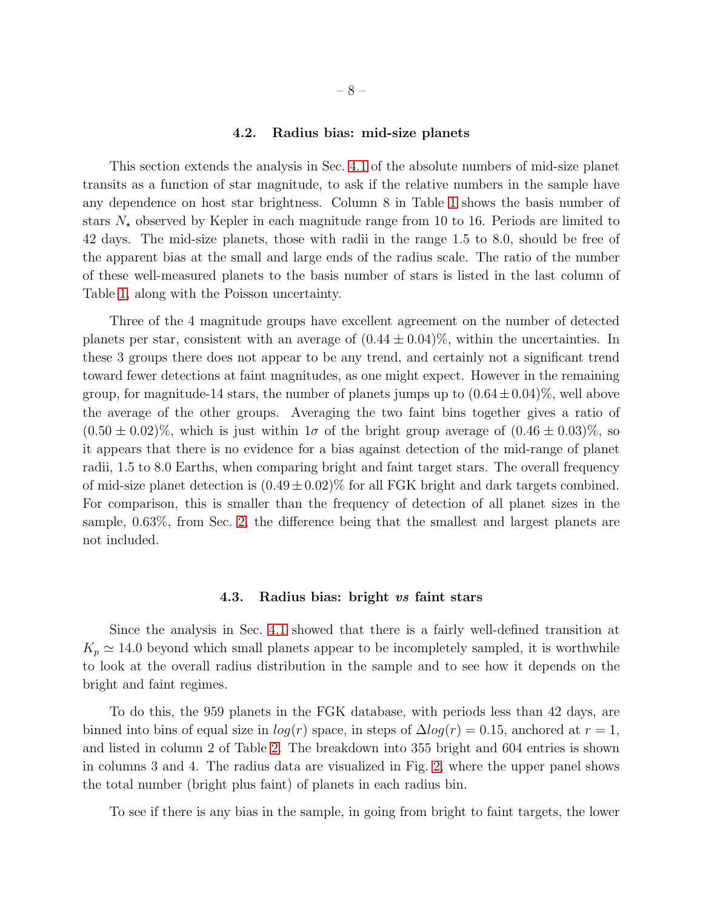### 4.2. Radius bias: mid-size planets

This section extends the analysis in Sec. 4.1 of the absolute numbers of mid-size planet transits as a function of star magnitude, to ask if the relative numbers in the sample have any dependence on host star brightness. Column 8 in Table 1 shows the basis number of stars $N_\star$ observed by Kepler in each magnitude range from 10 to 16. Periods are limited to 42 days. The mid-size planets, those with radii in the range 1.5 to 8.0, should be free of the apparent bias at the small and large ends of the radius scale. The ratio of the number of these well-measured planets to the basis number of stars is listed in the last column of Table 1, along with the Poisson uncertainty.

Three of the 4 magnitude groups have excellent agreement on the number of detected planets per star, consistent with an average of $(0.44 \pm 0.04)\%$, within the uncertainties. In these 3 groups there does not appear to be any trend, and certainly not a significant trend toward fewer detections at faint magnitudes, as one might expect. However in the remaining group, for magnitude-14 stars, the number of planets jumps up to $(0.64 \pm 0.04)\%$, well above the average of the other groups. Averaging the two faint bins together gives a ratio of $(0.50 \pm 0.02)\%$, which is just within $1\sigma$ of the bright group average of $(0.46 \pm 0.03)\%$, so it appears that there is no evidence for a bias against detection of the mid-range of planet radii, 1.5 to 8.0 Earths, when comparing bright and faint target stars. The overall frequency of mid-size planet detection is $(0.49 \pm 0.02)\%$ for all FGK bright and dark targets combined. For comparison, this is smaller than the frequency of detection of all planet sizes in the sample, 0.63%, from Sec. 2, the difference being that the smallest and largest planets are not included.

### 4.3. Radius bias: bright *vs* faint stars

Since the analysis in Sec. 4.1 showed that there is a fairly well-defined transition at $K_p \simeq 14.0$ beyond which small planets appear to be incompletely sampled, it is worthwhile to look at the overall radius distribution in the sample and to see how it depends on the bright and faint regimes.

To do this, the 959 planets in the FGK database, with periods less than 42 days, are binned into bins of equal size in $log(r)$ space, in steps of $\Delta log(r) = 0.15$, anchored at $r = 1$, and listed in column 2 of Table 2. The breakdown into 355 bright and 604 entries is shown in columns 3 and 4. The radius data are visualized in Fig. 2, where the upper panel shows the total number (bright plus faint) of planets in each radius bin.

To see if there is any bias in the sample, in going from bright to faint targets, the lower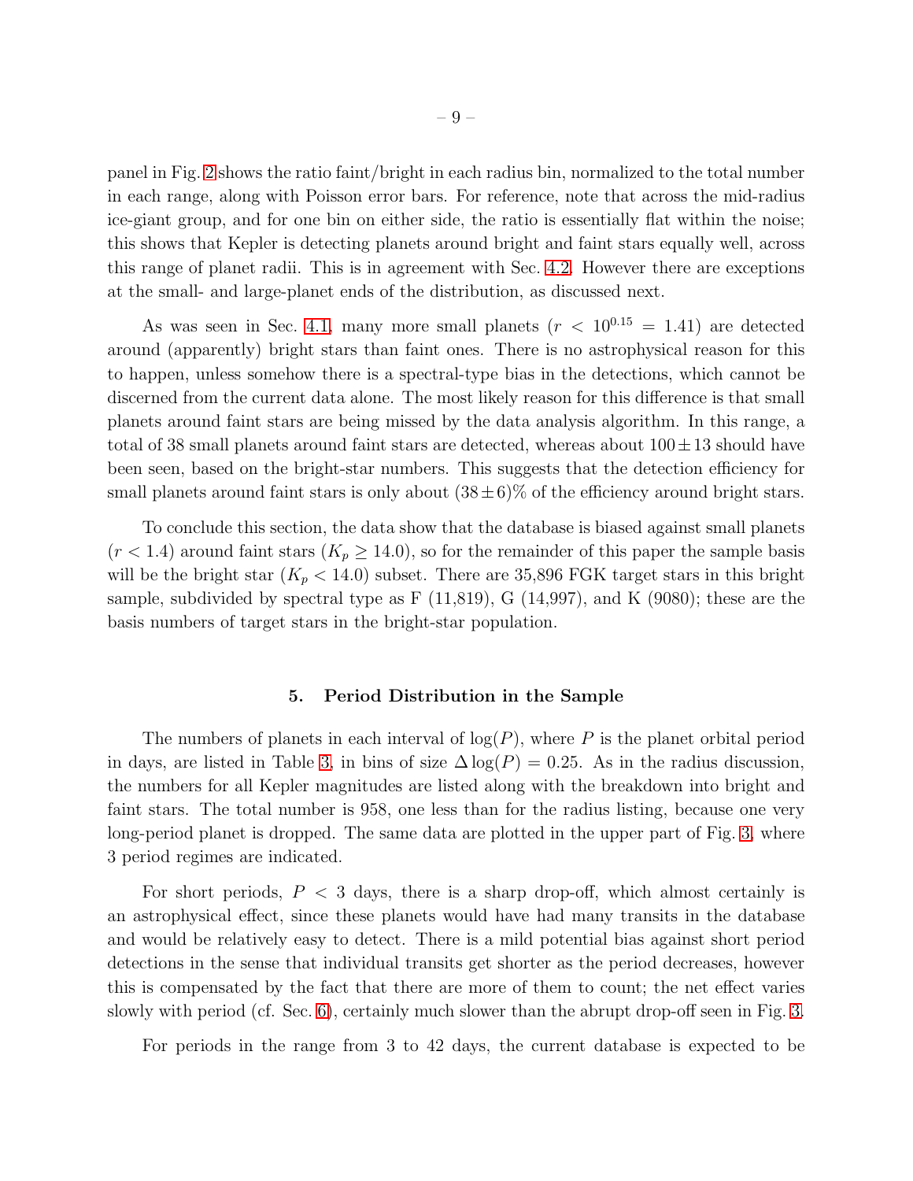panel in Fig. 2 shows the ratio faint/bright in each radius bin, normalized to the total number in each range, along with Poisson error bars. For reference, note that across the mid-radius ice-giant group, and for one bin on either side, the ratio is essentially flat within the noise; this shows that Kepler is detecting planets around bright and faint stars equally well, across this range of planet radii. This is in agreement with Sec. 4.2. However there are exceptions at the small- and large-planet ends of the distribution, as discussed next.

As was seen in Sec. 4.1, many more small planets ($r < 10^{0.15} = 1.41$) are detected around (apparently) bright stars than faint ones. There is no astrophysical reason for this to happen, unless somehow there is a spectral-type bias in the detections, which cannot be discerned from the current data alone. The most likely reason for this difference is that small planets around faint stars are being missed by the data analysis algorithm. In this range, a total of 38 small planets around faint stars are detected, whereas about $100 \pm 13$ should have been seen, based on the bright-star numbers. This suggests that the detection efficiency for small planets around faint stars is only about $(38 \pm 6)\%$ of the efficiency around bright stars.

To conclude this section, the data show that the database is biased against small planets ($r < 1.4$) around faint stars ($K_p \geq 14.0$), so for the remainder of this paper the sample basis will be the bright star ($K_p < 14.0$) subset. There are 35,896 FGK target stars in this bright sample, subdivided by spectral type as F (11,819), G (14,997), and K (9080); these are the basis numbers of target stars in the bright-star population.

## 5. Period Distribution in the Sample

The numbers of planets in each interval of $\log(P)$, where $P$ is the planet orbital period in days, are listed in Table 3, in bins of size $\Delta \log(P) = 0.25$. As in the radius discussion, the numbers for all Kepler magnitudes are listed along with the breakdown into bright and faint stars. The total number is 958, one less than for the radius listing, because one very long-period planet is dropped. The same data are plotted in the upper part of Fig. 3, where 3 period regimes are indicated.

For short periods, $P < 3$ days, there is a sharp drop-off, which almost certainly is an astrophysical effect, since these planets would have had many transits in the database and would be relatively easy to detect. There is a mild potential bias against short period detections in the sense that individual transits get shorter as the period decreases, however this is compensated by the fact that there are more of them to count; the net effect varies slowly with period (cf. Sec. 6), certainly much slower than the abrupt drop-off seen in Fig. 3.

For periods in the range from 3 to 42 days, the current database is expected to be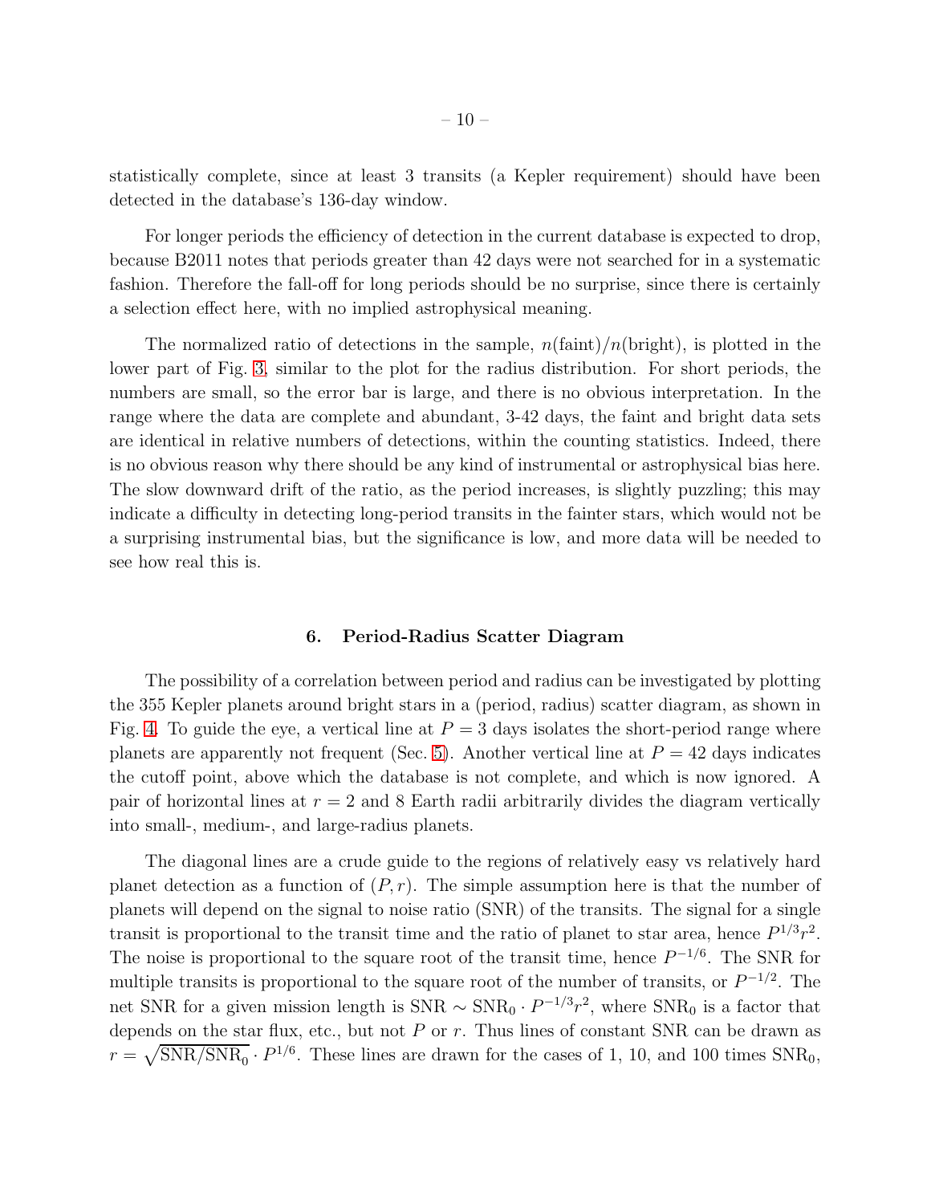statistically complete, since at least 3 transits (a Kepler requirement) should have been detected in the database's 136-day window.

For longer periods the efficiency of detection in the current database is expected to drop, because B2011 notes that periods greater than 42 days were not searched for in a systematic fashion. Therefore the fall-off for long periods should be no surprise, since there is certainly a selection effect here, with no implied astrophysical meaning.

The normalized ratio of detections in the sample, $n(\text{faint})/n(\text{bright})$, is plotted in the lower part of Fig. 3, similar to the plot for the radius distribution. For short periods, the numbers are small, so the error bar is large, and there is no obvious interpretation. In the range where the data are complete and abundant, 3-42 days, the faint and bright data sets are identical in relative numbers of detections, within the counting statistics. Indeed, there is no obvious reason why there should be any kind of instrumental or astrophysical bias here. The slow downward drift of the ratio, as the period increases, is slightly puzzling; this may indicate a difficulty in detecting long-period transits in the fainter stars, which would not be a surprising instrumental bias, but the significance is low, and more data will be needed to see how real this is.

## 6. Period-Radius Scatter Diagram

The possibility of a correlation between period and radius can be investigated by plotting the 355 Kepler planets around bright stars in a (period, radius) scatter diagram, as shown in Fig. 4. To guide the eye, a vertical line at $P = 3$ days isolates the short-period range where planets are apparently not frequent (Sec. 5). Another vertical line at $P = 42$ days indicates the cutoff point, above which the database is not complete, and which is now ignored. A pair of horizontal lines at $r = 2$ and 8 Earth radii arbitrarily divides the diagram vertically into small-, medium-, and large-radius planets.

The diagonal lines are a crude guide to the regions of relatively easy vs relatively hard planet detection as a function of $(P, r)$. The simple assumption here is that the number of planets will depend on the signal to noise ratio (SNR) of the transits. The signal for a single transit is proportional to the transit time and the ratio of planet to star area, hence $P^{1/3}r^2$. The noise is proportional to the square root of the transit time, hence $P^{-1/6}$. The SNR for multiple transits is proportional to the square root of the number of transits, or $P^{-1/2}$. The net SNR for a given mission length is $\text{SNR} \sim \text{SNR}_0 \cdot P^{-1/3}r^2$, where $\text{SNR}_0$ is a factor that depends on the star flux, etc., but not $P$ or $r$. Thus lines of constant SNR can be drawn as $r = \sqrt{\text{SNR}/\text{SNR}_0} \cdot P^{1/6}$. These lines are drawn for the cases of 1, 10, and 100 times $\text{SNR}_0$,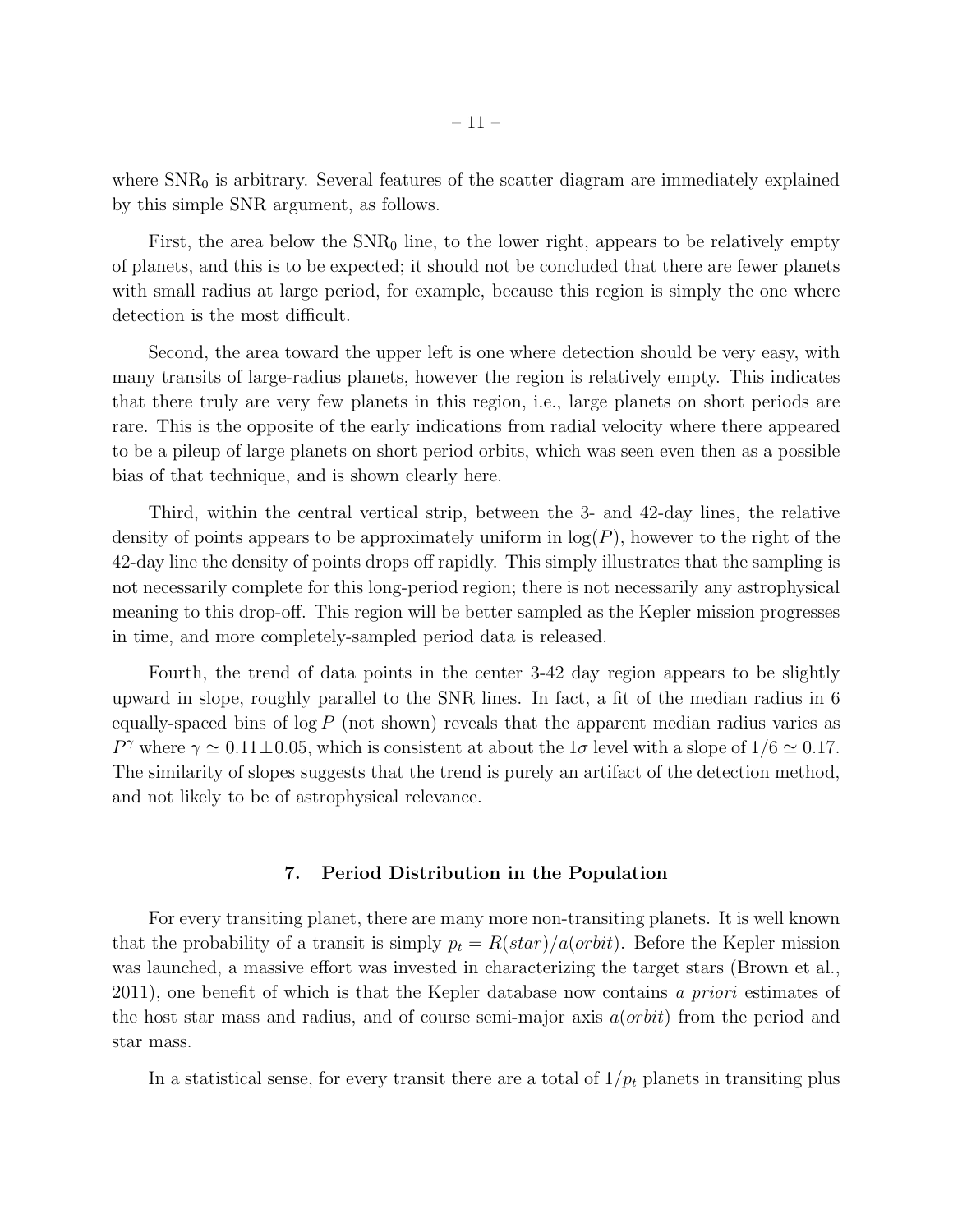where $\mathrm{SNR}_0$ is arbitrary. Several features of the scatter diagram are immediately explained by this simple SNR argument, as follows.

First, the area below the $\mathrm{SNR}_0$ line, to the lower right, appears to be relatively empty of planets, and this is to be expected; it should not be concluded that there are fewer planets with small radius at large period, for example, because this region is simply the one where detection is the most difficult.

Second, the area toward the upper left is one where detection should be very easy, with many transits of large-radius planets, however the region is relatively empty. This indicates that there truly are very few planets in this region, i.e., large planets on short periods are rare. This is the opposite of the early indications from radial velocity where there appeared to be a pileup of large planets on short period orbits, which was seen even then as a possible bias of that technique, and is shown clearly here.

Third, within the central vertical strip, between the 3- and 42-day lines, the relative density of points appears to be approximately uniform in $\log(P)$, however to the right of the 42-day line the density of points drops off rapidly. This simply illustrates that the sampling is not necessarily complete for this long-period region; there is not necessarily any astrophysical meaning to this drop-off. This region will be better sampled as the Kepler mission progresses in time, and more completely-sampled period data is released.

Fourth, the trend of data points in the center 3-42 day region appears to be slightly upward in slope, roughly parallel to the SNR lines. In fact, a fit of the median radius in 6 equally-spaced bins of $\log P$ (not shown) reveals that the apparent median radius varies as $P^{\gamma}$ where $\gamma \simeq 0.11 \pm 0.05$, which is consistent at about the $1\sigma$ level with a slope of $1/6 \simeq 0.17$. The similarity of slopes suggests that the trend is purely an artifact of the detection method, and not likely to be of astrophysical relevance.

## 7. Period Distribution in the Population

For every transiting planet, there are many more non-transiting planets. It is well known that the probability of a transit is simply $p_t = R(star)/a(orbit)$. Before the Kepler mission was launched, a massive effort was invested in characterizing the target stars (Brown et al., 2011), one benefit of which is that the Kepler database now contains *a priori* estimates of the host star mass and radius, and of course semi-major axis $a(orbit)$ from the period and star mass.

In a statistical sense, for every transit there are a total of $1/p_t$ planets in transiting plus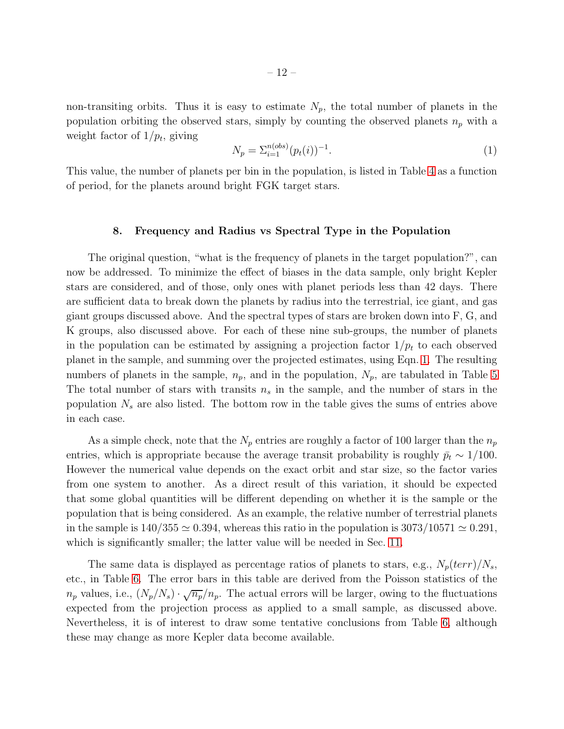non-transiting orbits. Thus it is easy to estimate $N_p$, the total number of planets in the population orbiting the observed stars, simply by counting the observed planets $n_p$ with a weight factor of $1/p_t$, giving

$$N_p = \Sigma_{i=1}^{n(obs)} (p_t(i))^{-1}. \tag{1}$$

This value, the number of planets per bin in the population, is listed in Table 4 as a function of period, for the planets around bright FGK target stars.

## 8. Frequency and Radius vs Spectral Type in the Population

The original question, "what is the frequency of planets in the target population?", can now be addressed. To minimize the effect of biases in the data sample, only bright Kepler stars are considered, and of those, only ones with planet periods less than 42 days. There are sufficient data to break down the planets by radius into the terrestrial, ice giant, and gas giant groups discussed above. And the spectral types of stars are broken down into F, G, and K groups, also discussed above. For each of these nine sub-groups, the number of planets in the population can be estimated by assigning a projection factor $1/p_t$ to each observed planet in the sample, and summing over the projected estimates, using Eqn. 1. The resulting numbers of planets in the sample, $n_p$, and in the population, $N_p$, are tabulated in Table 5 The total number of stars with transits $n_s$ in the sample, and the number of stars in the population $N_s$ are also listed. The bottom row in the table gives the sums of entries above in each case.

As a simple check, note that the $N_p$ entries are roughly a factor of 100 larger than the $n_p$ entries, which is appropriate because the average transit probability is roughly $\bar{p}_t \sim 1/100$. However the numerical value depends on the exact orbit and star size, so the factor varies from one system to another. As a direct result of this variation, it should be expected that some global quantities will be different depending on whether it is the sample or the population that is being considered. As an example, the relative number of terrestrial planets in the sample is $140/355 \simeq 0.394$, whereas this ratio in the population is $3073/10571 \simeq 0.291$, which is significantly smaller; the latter value will be needed in Sec. 11.

The same data is displayed as percentage ratios of planets to stars, e.g., $N_p(terr)/N_s$, etc., in Table 6. The error bars in this table are derived from the Poisson statistics of the $n_p$ values, i.e., $(N_p/N_s) \cdot \sqrt{n_p}/n_p$. The actual errors will be larger, owing to the fluctuations expected from the projection process as applied to a small sample, as discussed above. Nevertheless, it is of interest to draw some tentative conclusions from Table 6, although these may change as more Kepler data become available.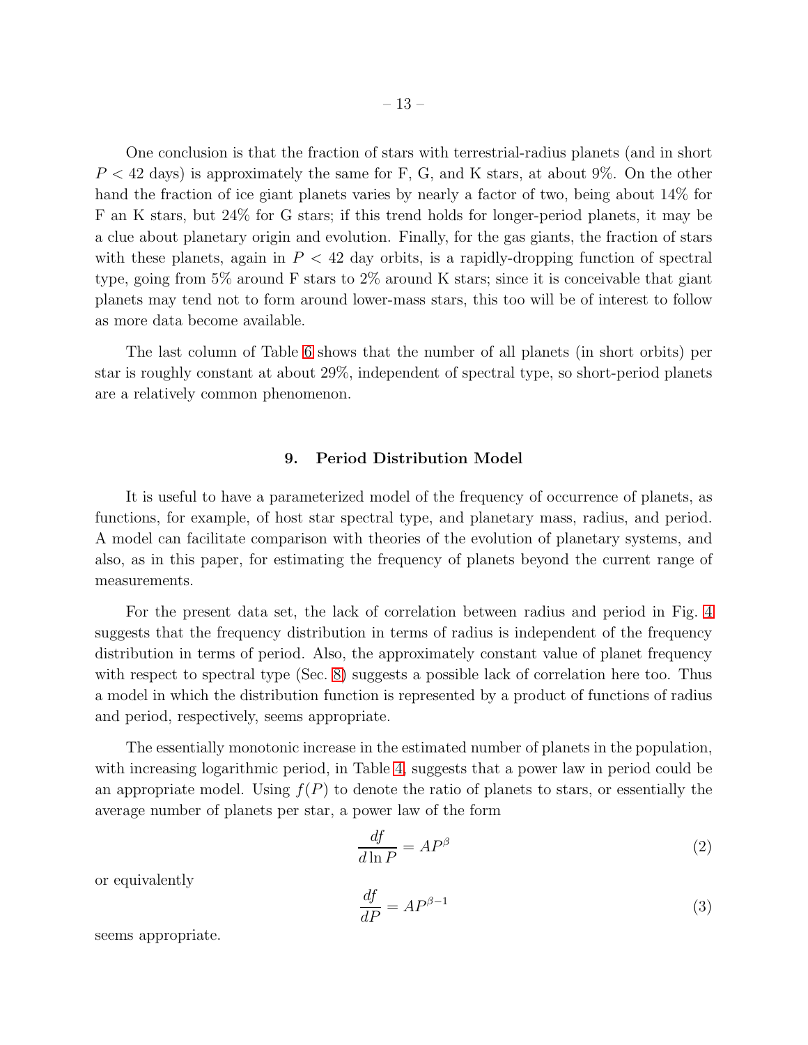One conclusion is that the fraction of stars with terrestrial-radius planets (and in short $P < 42$ days) is approximately the same for F, G, and K stars, at about 9%. On the other hand the fraction of ice giant planets varies by nearly a factor of two, being about 14% for F an K stars, but 24% for G stars; if this trend holds for longer-period planets, it may be a clue about planetary origin and evolution. Finally, for the gas giants, the fraction of stars with these planets, again in $P < 42$ day orbits, is a rapidly-dropping function of spectral type, going from 5% around F stars to 2% around K stars; since it is conceivable that giant planets may tend not to form around lower-mass stars, this too will be of interest to follow as more data become available.

The last column of Table 6 shows that the number of all planets (in short orbits) per star is roughly constant at about 29%, independent of spectral type, so short-period planets are a relatively common phenomenon.

## 9. Period Distribution Model

It is useful to have a parameterized model of the frequency of occurrence of planets, as functions, for example, of host star spectral type, and planetary mass, radius, and period. A model can facilitate comparison with theories of the evolution of planetary systems, and also, as in this paper, for estimating the frequency of planets beyond the current range of measurements.

For the present data set, the lack of correlation between radius and period in Fig. 4 suggests that the frequency distribution in terms of radius is independent of the frequency distribution in terms of period. Also, the approximately constant value of planet frequency with respect to spectral type (Sec. 8) suggests a possible lack of correlation here too. Thus a model in which the distribution function is represented by a product of functions of radius and period, respectively, seems appropriate.

The essentially monotonic increase in the estimated number of planets in the population, with increasing logarithmic period, in Table 4, suggests that a power law in period could be an appropriate model. Using $f(P)$ to denote the ratio of planets to stars, or essentially the average number of planets per star, a power law of the form

$$\frac{df}{d\ln P} = AP^{\beta} \tag{2}$$

or equivalently

$$\frac{df}{dP} = AP^{\beta-1} \tag{3}$$

seems appropriate.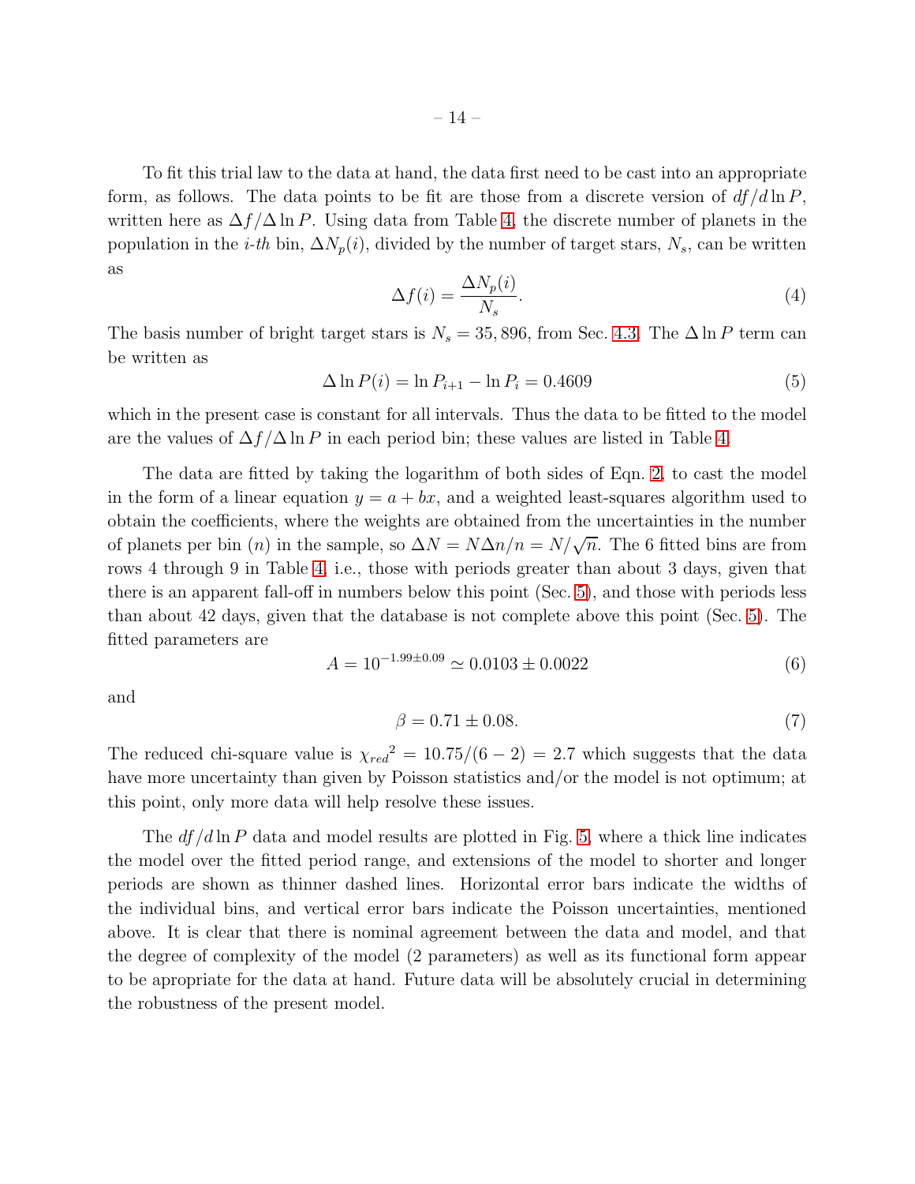To fit this trial law to the data at hand, the data first need to be cast into an appropriate form, as follows. The data points to be fit are those from a discrete version of $df/d\ln P$, written here as $\Delta f/\Delta \ln P$. Using data from Table 4, the discrete number of planets in the population in the *i-th* bin, $\Delta N_p(i)$, divided by the number of target stars, $N_s$, can be written as

$$\Delta f(i) = \frac{\Delta N_p(i)}{N_s}. \tag{4}$$

The basis number of bright target stars is $N_s = 35,896$, from Sec. 4.3. The $\Delta \ln P$ term can be written as

$$\Delta \ln P(i) = \ln P_{i+1} - \ln P_i = 0.4609 \tag{5}$$

which in the present case is constant for all intervals. Thus the data to be fitted to the model are the values of $\Delta f/\Delta \ln P$ in each period bin; these values are listed in Table 4.

The data are fitted by taking the logarithm of both sides of Eqn. 2, to cast the model in the form of a linear equation $y = a + bx$, and a weighted least-squares algorithm used to obtain the coefficients, where the weights are obtained from the uncertainties in the number of planets per bin ($n$) in the sample, so $\Delta N = N \Delta n/n = N/\sqrt{n}$. The 6 fitted bins are from rows 4 through 9 in Table 4, i.e., those with periods greater than about 3 days, given that there is an apparent fall-off in numbers below this point (Sec. 5), and those with periods less than about 42 days, given that the database is not complete above this point (Sec. 5). The fitted parameters are

$$A = 10^{-1.99 \pm 0.09} \simeq 0.0103 \pm 0.0022 \tag{6}$$

and

$$\beta = 0.71 \pm 0.08. \tag{7}$$

The reduced chi-square value is ${\chi_{red}}^2 = 10.75/(6-2) = 2.7$ which suggests that the data have more uncertainty than given by Poisson statistics and/or the model is not optimum; at this point, only more data will help resolve these issues.

The $df/d\ln P$ data and model results are plotted in Fig. 5, where a thick line indicates the model over the fitted period range, and extensions of the model to shorter and longer periods are shown as thinner dashed lines. Horizontal error bars indicate the widths of the individual bins, and vertical error bars indicate the Poisson uncertainties, mentioned above. It is clear that there is nominal agreement between the data and model, and that the degree of complexity of the model (2 parameters) as well as its functional form appear to be apropriate for the data at hand. Future data will be absolutely crucial in determining the robustness of the present model.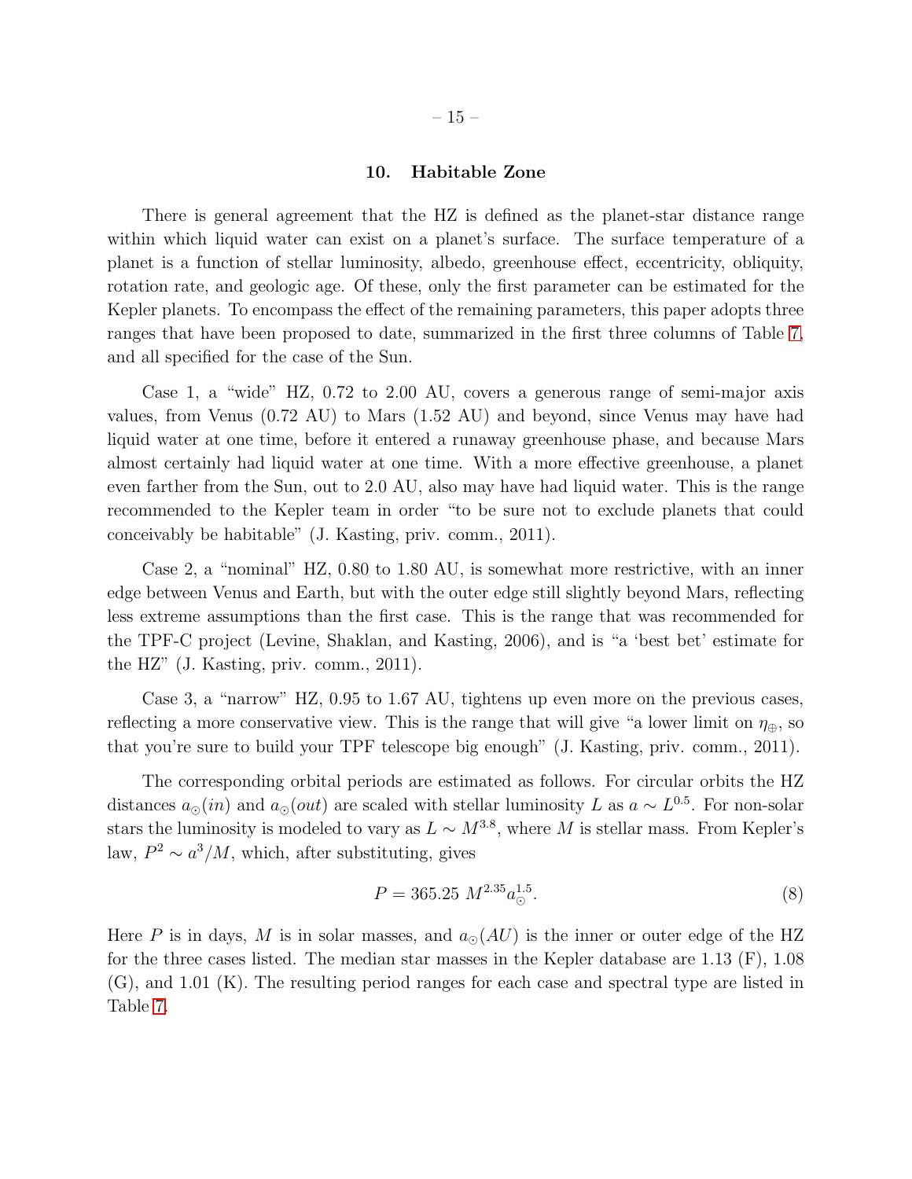## 10. Habitable Zone

There is general agreement that the HZ is defined as the planet-star distance range within which liquid water can exist on a planet's surface. The surface temperature of a planet is a function of stellar luminosity, albedo, greenhouse effect, eccentricity, obliquity, rotation rate, and geologic age. Of these, only the first parameter can be estimated for the Kepler planets. To encompass the effect of the remaining parameters, this paper adopts three ranges that have been proposed to date, summarized in the first three columns of Table 7, and all specified for the case of the Sun.

Case 1, a "wide" HZ, 0.72 to 2.00 AU, covers a generous range of semi-major axis values, from Venus (0.72 AU) to Mars (1.52 AU) and beyond, since Venus may have had liquid water at one time, before it entered a runaway greenhouse phase, and because Mars almost certainly had liquid water at one time. With a more effective greenhouse, a planet even farther from the Sun, out to 2.0 AU, also may have had liquid water. This is the range recommended to the Kepler team in order "to be sure not to exclude planets that could conceivably be habitable" (J. Kasting, priv. comm., 2011).

Case 2, a "nominal" HZ, 0.80 to 1.80 AU, is somewhat more restrictive, with an inner edge between Venus and Earth, but with the outer edge still slightly beyond Mars, reflecting less extreme assumptions than the first case. This is the range that was recommended for the TPF-C project (Levine, Shaklan, and Kasting, 2006), and is "a 'best bet' estimate for the HZ" (J. Kasting, priv. comm., 2011).

Case 3, a "narrow" HZ, 0.95 to 1.67 AU, tightens up even more on the previous cases, reflecting a more conservative view. This is the range that will give "a lower limit on $\eta_{\oplus}$, so that you're sure to build your TPF telescope big enough" (J. Kasting, priv. comm., 2011).

The corresponding orbital periods are estimated as follows. For circular orbits the HZ distances $a_{\odot}(in)$ and $a_{\odot}(out)$ are scaled with stellar luminosity $L$ as $a \sim L^{0.5}$. For non-solar stars the luminosity is modeled to vary as $L \sim M^{3.8}$, where $M$ is stellar mass. From Kepler's law, $P^2 \sim a^3/M$, which, after substituting, gives

$$P = 365.25\ M^{2.35} a_{\odot}^{1.5}. \tag{8}$$

Here $P$ is in days, $M$ is in solar masses, and $a_{\odot}(AU)$ is the inner or outer edge of the HZ for the three cases listed. The median star masses in the Kepler database are 1.13 (F), 1.08 (G), and 1.01 (K). The resulting period ranges for each case and spectral type are listed in Table 7.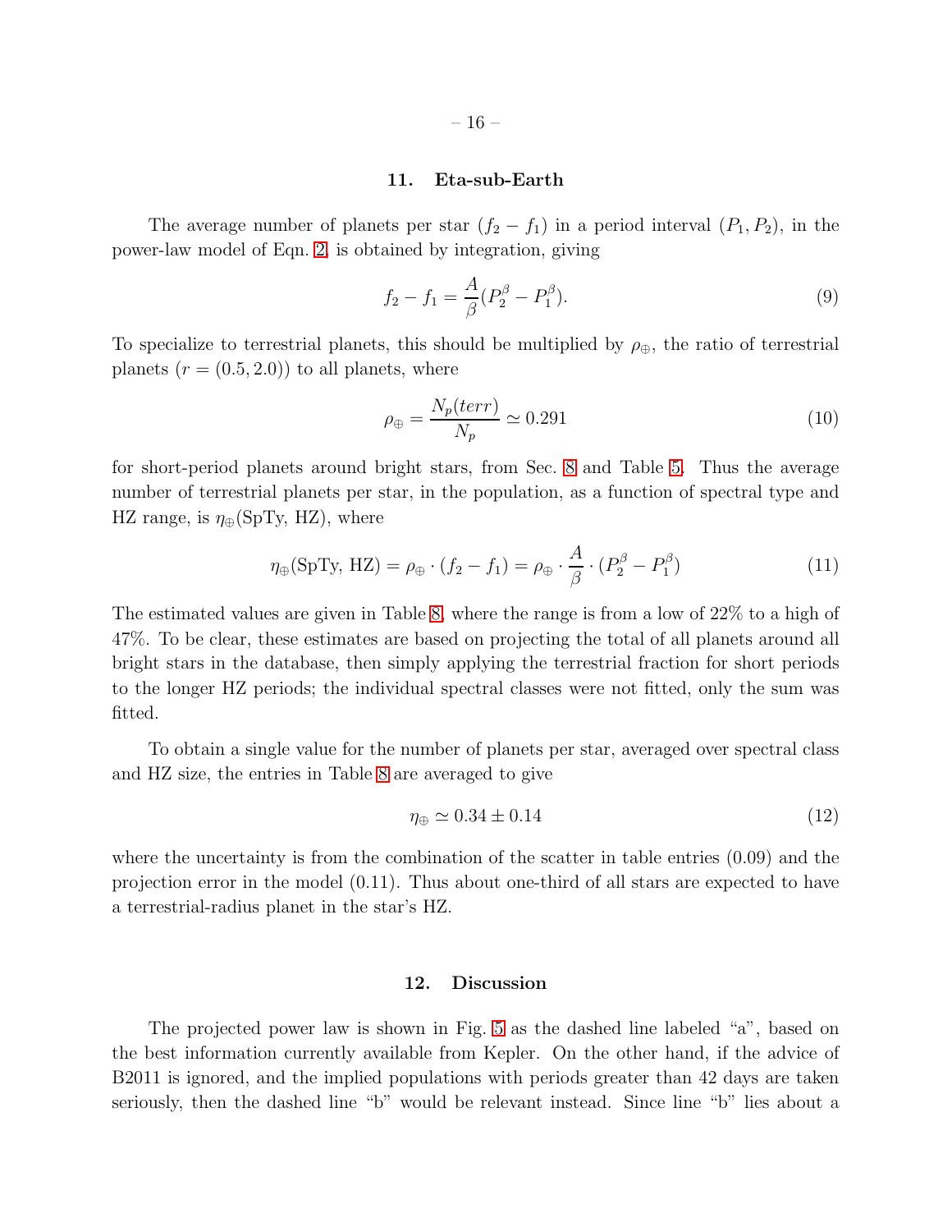## 11. Eta-sub-Earth

The average number of planets per star $(f_2 - f_1)$ in a period interval $(P_1, P_2)$, in the power-law model of Eqn. 2, is obtained by integration, giving

$$f_2 - f_1 = \frac{A}{\beta}(P_2^\beta - P_1^\beta). \tag{9}$$

To specialize to terrestrial planets, this should be multiplied by $\rho_\oplus$, the ratio of terrestrial planets ($r = (0.5, 2.0)$) to all planets, where

$$\rho_\oplus = \frac{N_p(terr)}{N_p} \simeq 0.291 \tag{10}$$

for short-period planets around bright stars, from Sec. 8 and Table 5. Thus the average number of terrestrial planets per star, in the population, as a function of spectral type and HZ range, is $\eta_\oplus$(SpTy, HZ), where

$$\eta_\oplus(\text{SpTy, HZ}) = \rho_\oplus \cdot (f_2 - f_1) = \rho_\oplus \cdot \frac{A}{\beta} \cdot (P_2^\beta - P_1^\beta) \tag{11}$$

The estimated values are given in Table 8, where the range is from a low of 22% to a high of 47%. To be clear, these estimates are based on projecting the total of all planets around all bright stars in the database, then simply applying the terrestrial fraction for short periods to the longer HZ periods; the individual spectral classes were not fitted, only the sum was fitted.

To obtain a single value for the number of planets per star, averaged over spectral class and HZ size, the entries in Table 8 are averaged to give

$$\eta_\oplus \simeq 0.34 \pm 0.14 \tag{12}$$

where the uncertainty is from the combination of the scatter in table entries (0.09) and the projection error in the model (0.11). Thus about one-third of all stars are expected to have a terrestrial-radius planet in the star's HZ.

## 12. Discussion

The projected power law is shown in Fig. 5 as the dashed line labeled "a", based on the best information currently available from Kepler. On the other hand, if the advice of B2011 is ignored, and the implied populations with periods greater than 42 days are taken seriously, then the dashed line "b" would be relevant instead. Since line "b" lies about a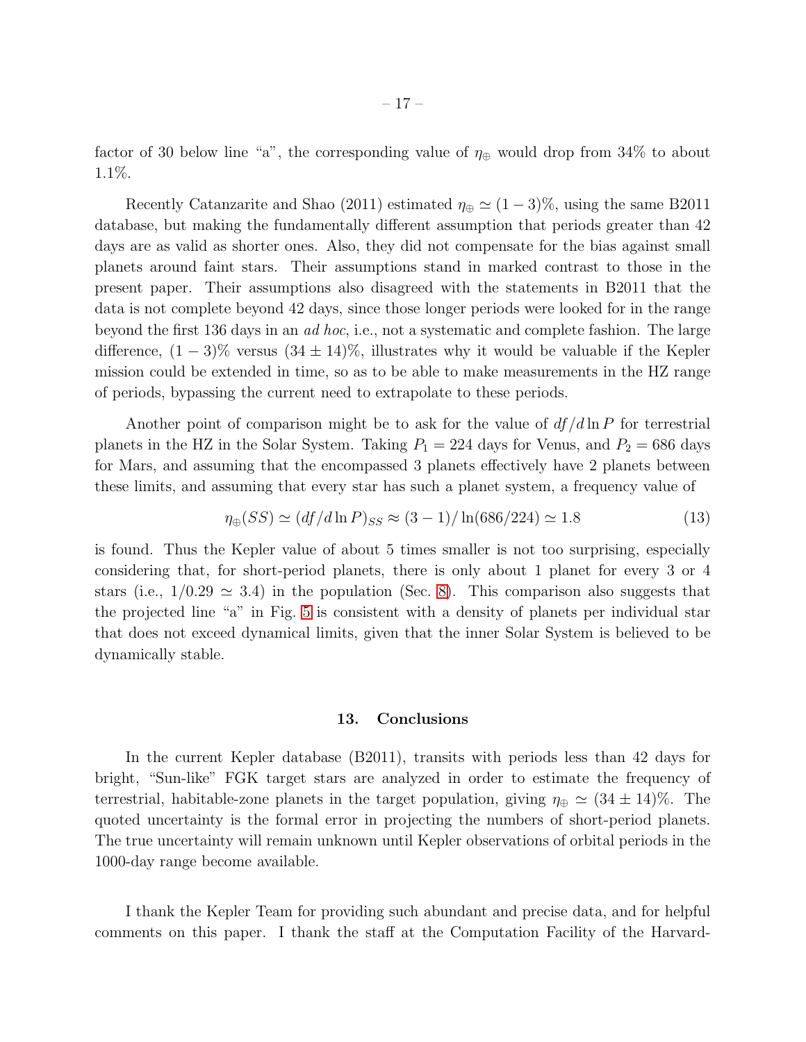factor of 30 below line "a", the corresponding value of $\eta_\oplus$ would drop from 34% to about 1.1%.

Recently Catanzarite and Shao (2011) estimated $\eta_\oplus \simeq (1-3)\%$, using the same B2011 database, but making the fundamentally different assumption that periods greater than 42 days are as valid as shorter ones. Also, they did not compensate for the bias against small planets around faint stars. Their assumptions stand in marked contrast to those in the present paper. Their assumptions also disagreed with the statements in B2011 that the data is not complete beyond 42 days, since those longer periods were looked for in the range beyond the first 136 days in an *ad hoc*, i.e., not a systematic and complete fashion. The large difference, $(1-3)\%$ versus $(34 \pm 14)\%$, illustrates why it would be valuable if the Kepler mission could be extended in time, so as to be able to make measurements in the HZ range of periods, bypassing the current need to extrapolate to these periods.

Another point of comparison might be to ask for the value of $df/d\ln P$ for terrestrial planets in the HZ in the Solar System. Taking $P_1 = 224$ days for Venus, and $P_2 = 686$ days for Mars, and assuming that the encompassed 3 planets effectively have 2 planets between these limits, and assuming that every star has such a planet system, a frequency value of

$$\eta_\oplus(SS) \simeq (df/d\ln P)_{SS} \approx (3-1)/\ln(686/224) \simeq 1.8 \tag{13}$$

is found. Thus the Kepler value of about 5 times smaller is not too surprising, especially considering that, for short-period planets, there is only about 1 planet for every 3 or 4 stars (i.e., $1/0.29 \simeq 3.4$) in the population (Sec. 8). This comparison also suggests that the projected line "a" in Fig. 5 is consistent with a density of planets per individual star that does not exceed dynamical limits, given that the inner Solar System is believed to be dynamically stable.

## 13. Conclusions

In the current Kepler database (B2011), transits with periods less than 42 days for bright, "Sun-like" FGK target stars are analyzed in order to estimate the frequency of terrestrial, habitable-zone planets in the target population, giving $\eta_\oplus \simeq (34 \pm 14)\%$. The quoted uncertainty is the formal error in projecting the numbers of short-period planets. The true uncertainty will remain unknown until Kepler observations of orbital periods in the 1000-day range become available.

I thank the Kepler Team for providing such abundant and precise data, and for helpful comments on this paper. I thank the staff at the Computation Facility of the Harvard-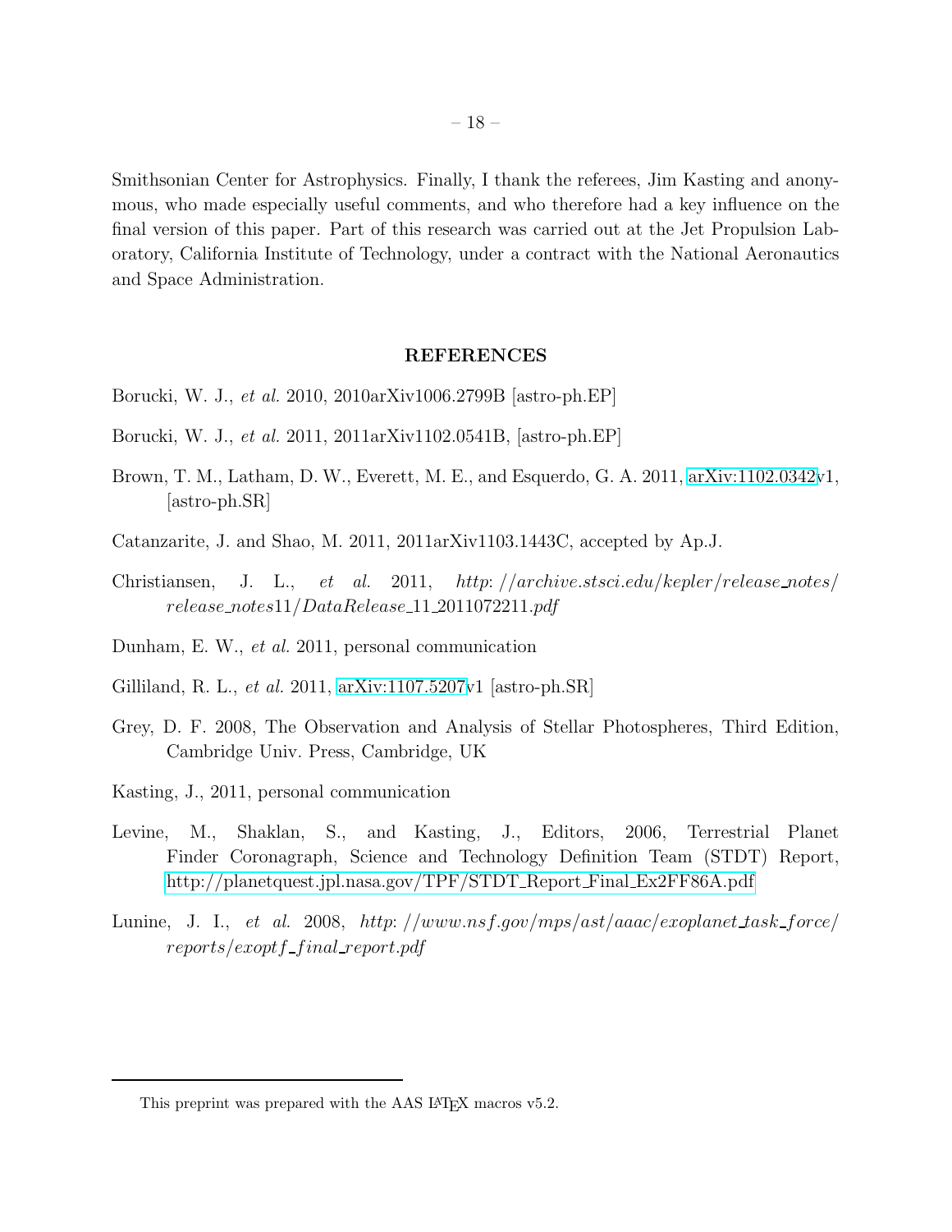Smithsonian Center for Astrophysics. Finally, I thank the referees, Jim Kasting and anonymous, who made especially useful comments, and who therefore had a key influence on the final version of this paper. Part of this research was carried out at the Jet Propulsion Laboratory, California Institute of Technology, under a contract with the National Aeronautics and Space Administration.

## REFERENCES

Borucki, W. J., *et al.* 2010, 2010arXiv1006.2799B [astro-ph.EP]

Borucki, W. J., *et al.* 2011, 2011arXiv1102.0541B, [astro-ph.EP]

Brown, T. M., Latham, D. W., Everett, M. E., and Esquerdo, G. A. 2011, arXiv:1102.0342v1, [astro-ph.SR]

Catanzarite, J. and Shao, M. 2011, 2011arXiv1103.1443C, accepted by Ap.J.

Christiansen, J. L., *et al.* 2011, *http://archive.stsci.edu/kepler/release_notes/release_notes11/DataRelease_11_2011072211.pdf*

Dunham, E. W., *et al.* 2011, personal communication

Gilliland, R. L., *et al.* 2011, arXiv:1107.5207v1 [astro-ph.SR]

Grey, D. F. 2008, The Observation and Analysis of Stellar Photospheres, Third Edition, Cambridge Univ. Press, Cambridge, UK

Kasting, J., 2011, personal communication

Levine, M., Shaklan, S., and Kasting, J., Editors, 2006, Terrestrial Planet Finder Coronagraph, Science and Technology Definition Team (STDT) Report, http://planetquest.jpl.nasa.gov/TPF/STDT_Report_Final_Ex2FF86A.pdf

Lunine, J. I., *et al.* 2008, *http://www.nsf.gov/mps/ast/aaac/exoplanet_task_force/reports/exoptf_final_report.pdf*

This preprint was prepared with the AAS LaTeX macros v5.2.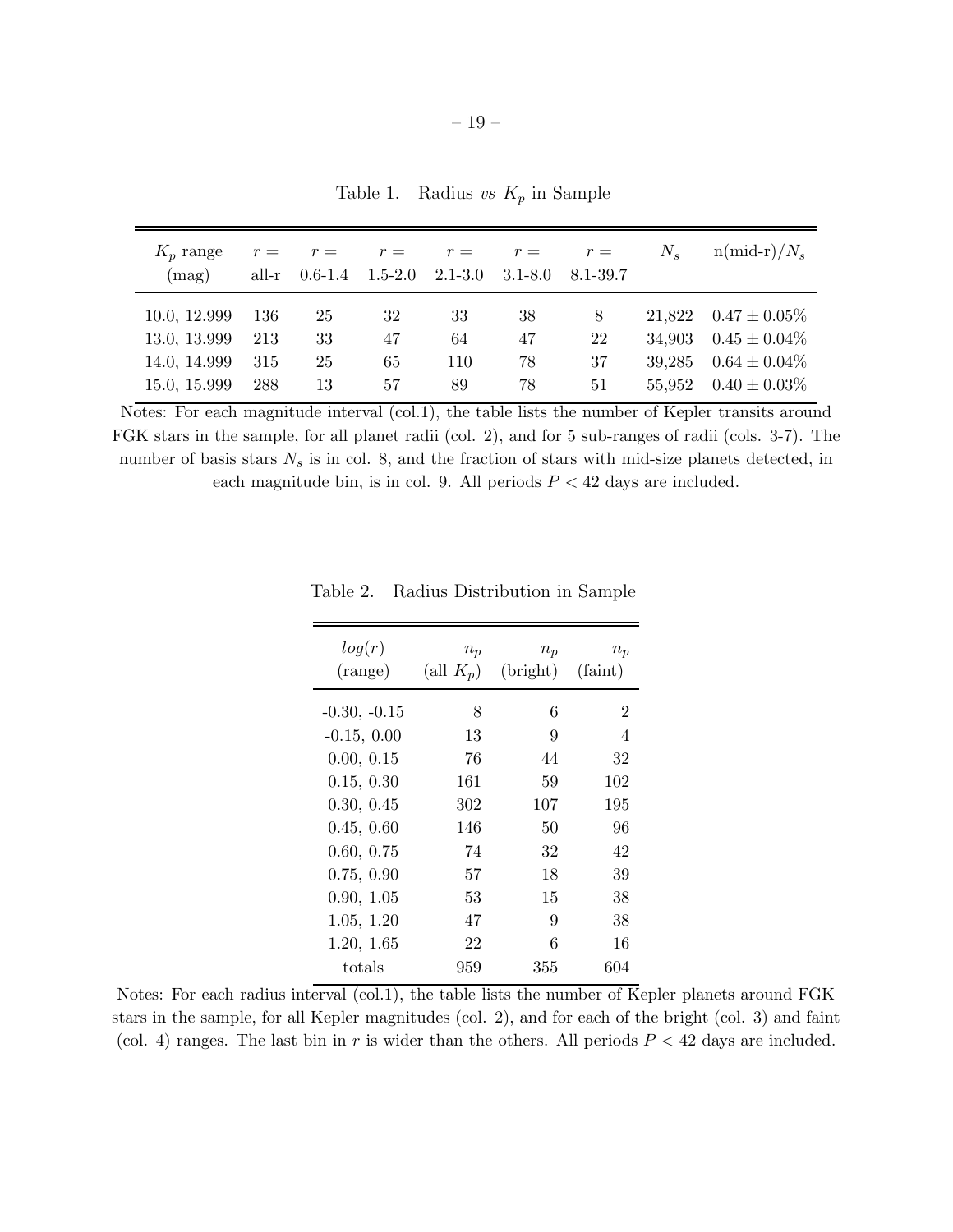Table 1. Radius *vs* $K_p$ in Sample

| $K_p$ range (mag) | $r =$ all-r | $r =$ 0.6-1.4 | $r =$ 1.5-2.0 | $r =$ 2.1-3.0 | $r =$ 3.1-8.0 | $r =$ 8.1-39.7 | $N_s$ | n(mid-r)/$N_s$ |
|---|---|---|---|---|---|---|---|---|
| 10.0, 12.999 | 136 | 25 | 32 | 33 | 38 | 8 | 21,822 | $0.47 \pm 0.05\%$ |
| 13.0, 13.999 | 213 | 33 | 47 | 64 | 47 | 22 | 34,903 | $0.45 \pm 0.04\%$ |
| 14.0, 14.999 | 315 | 25 | 65 | 110 | 78 | 37 | 39,285 | $0.64 \pm 0.04\%$ |
| 15.0, 15.999 | 288 | 13 | 57 | 89 | 78 | 51 | 55,952 | $0.40 \pm 0.03\%$ |

Notes: For each magnitude interval (col.1), the table lists the number of Kepler transits around FGK stars in the sample, for all planet radii (col. 2), and for 5 sub-ranges of radii (cols. 3-7). The number of basis stars $N_s$ is in col. 8, and the fraction of stars with mid-size planets detected, in each magnitude bin, is in col. 9. All periods $P < 42$ days are included.

Table 2. Radius Distribution in Sample

| *log*($r$) (range) | $n_p$ (all $K_p$) | $n_p$ (bright) | $n_p$ (faint) |
|---|---|---|---|
| -0.30, -0.15 | 8 | 6 | 2 |
| -0.15, 0.00 | 13 | 9 | 4 |
| 0.00, 0.15 | 76 | 44 | 32 |
| 0.15, 0.30 | 161 | 59 | 102 |
| 0.30, 0.45 | 302 | 107 | 195 |
| 0.45, 0.60 | 146 | 50 | 96 |
| 0.60, 0.75 | 74 | 32 | 42 |
| 0.75, 0.90 | 57 | 18 | 39 |
| 0.90, 1.05 | 53 | 15 | 38 |
| 1.05, 1.20 | 47 | 9 | 38 |
| 1.20, 1.65 | 22 | 6 | 16 |
| totals | 959 | 355 | 604 |

Notes: For each radius interval (col.1), the table lists the number of Kepler planets around FGK stars in the sample, for all Kepler magnitudes (col. 2), and for each of the bright (col. 3) and faint (col. 4) ranges. The last bin in $r$ is wider than the others. All periods $P < 42$ days are included.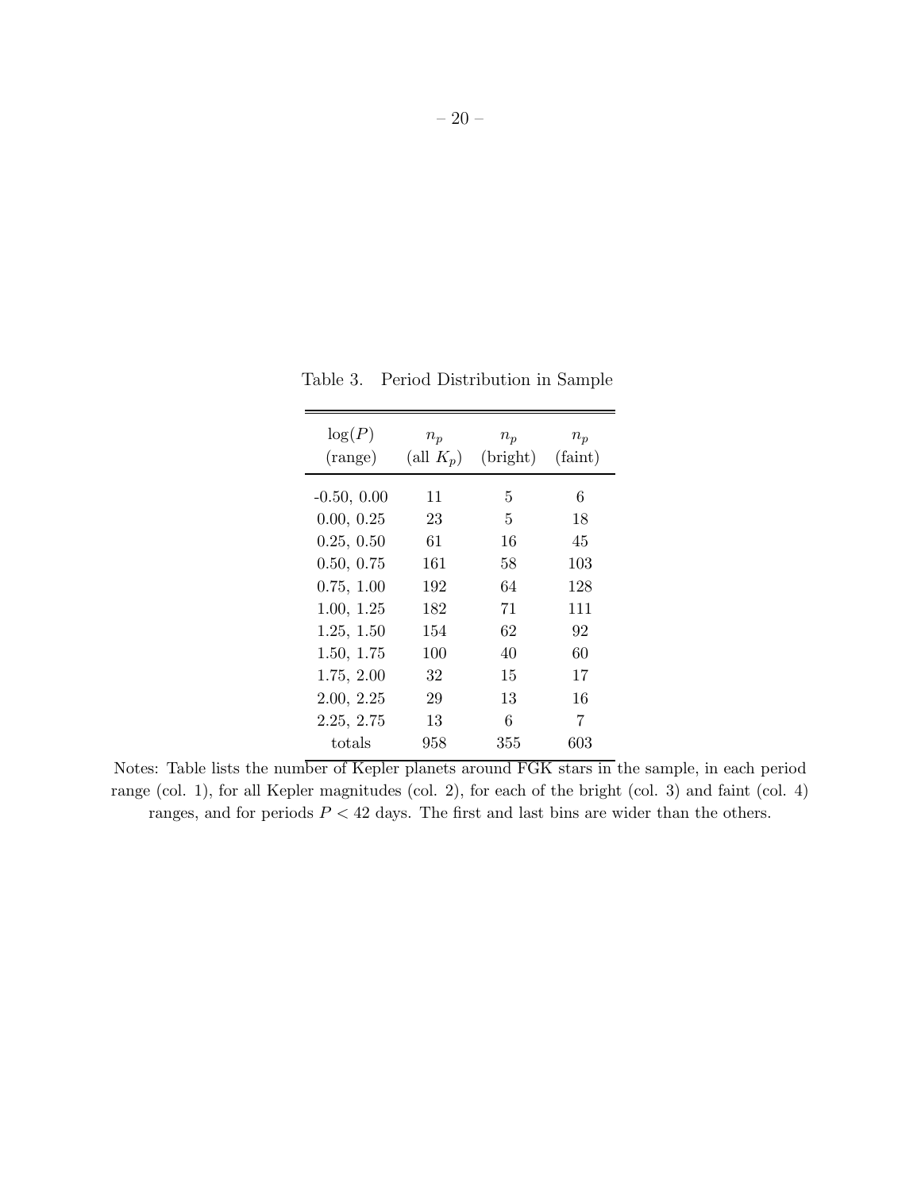Table 3. Period Distribution in Sample

| $\log(P)$ (range) | $n_p$ (all $K_p$) | $n_p$ (bright) | $n_p$ (faint) |
|---|---|---|---|
| -0.50, 0.00 | 11 | 5 | 6 |
| 0.00, 0.25 | 23 | 5 | 18 |
| 0.25, 0.50 | 61 | 16 | 45 |
| 0.50, 0.75 | 161 | 58 | 103 |
| 0.75, 1.00 | 192 | 64 | 128 |
| 1.00, 1.25 | 182 | 71 | 111 |
| 1.25, 1.50 | 154 | 62 | 92 |
| 1.50, 1.75 | 100 | 40 | 60 |
| 1.75, 2.00 | 32 | 15 | 17 |
| 2.00, 2.25 | 29 | 13 | 16 |
| 2.25, 2.75 | 13 | 6 | 7 |
| totals | 958 | 355 | 603 |

Notes: Table lists the number of Kepler planets around FGK stars in the sample, in each period range (col. 1), for all Kepler magnitudes (col. 2), for each of the bright (col. 3) and faint (col. 4) ranges, and for periods $P < 42$ days. The first and last bins are wider than the others.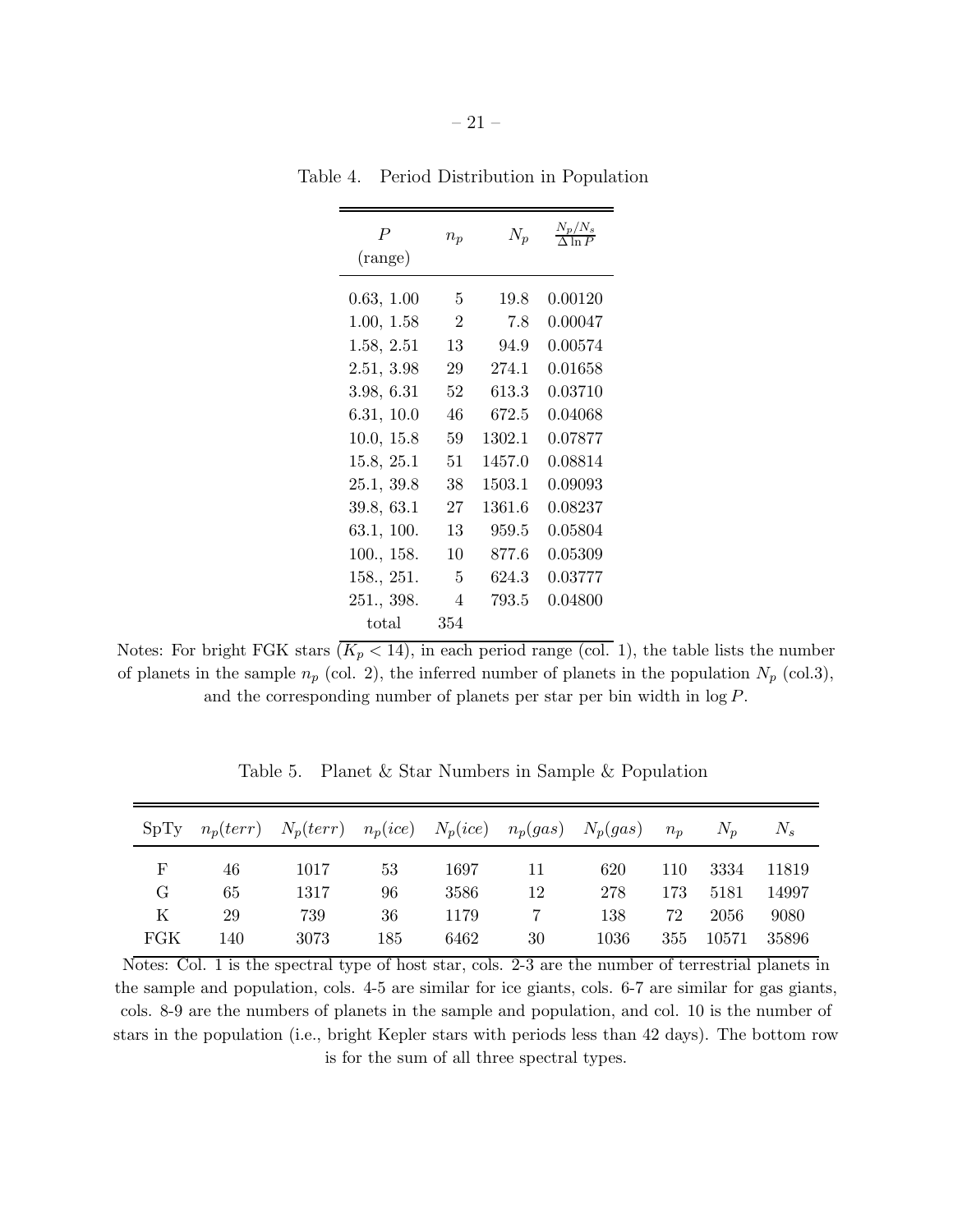Table 4. Period Distribution in Population

| $P$ (range) | $n_p$ | $N_p$ | $\frac{N_p/N_s}{\Delta \ln P}$ |
|---|---|---|---|
| 0.63, 1.00 | 5 | 19.8 | 0.00120 |
| 1.00, 1.58 | 2 | 7.8 | 0.00047 |
| 1.58, 2.51 | 13 | 94.9 | 0.00574 |
| 2.51, 3.98 | 29 | 274.1 | 0.01658 |
| 3.98, 6.31 | 52 | 613.3 | 0.03710 |
| 6.31, 10.0 | 46 | 672.5 | 0.04068 |
| 10.0, 15.8 | 59 | 1302.1 | 0.07877 |
| 15.8, 25.1 | 51 | 1457.0 | 0.08814 |
| 25.1, 39.8 | 38 | 1503.1 | 0.09093 |
| 39.8, 63.1 | 27 | 1361.6 | 0.08237 |
| 63.1, 100. | 13 | 959.5 | 0.05804 |
| 100., 158. | 10 | 877.6 | 0.05309 |
| 158., 251. | 5 | 624.3 | 0.03777 |
| 251., 398. | 4 | 793.5 | 0.04800 |
| total | 354 | | |

Notes: For bright FGK stars ($K_p < 14$), in each period range (col. 1), the table lists the number of planets in the sample $n_p$ (col. 2), the inferred number of planets in the population $N_p$ (col.3), and the corresponding number of planets per star per bin width in $\log P$.

Table 5. Planet & Star Numbers in Sample & Population

| SpTy | $n_p(terr)$ | $N_p(terr)$ | $n_p(ice)$ | $N_p(ice)$ | $n_p(gas)$ | $N_p(gas)$ | $n_p$ | $N_p$ | $N_s$ |
|---|---|---|---|---|---|---|---|---|---|
| F | 46 | 1017 | 53 | 1697 | 11 | 620 | 110 | 3334 | 11819 |
| G | 65 | 1317 | 96 | 3586 | 12 | 278 | 173 | 5181 | 14997 |
| K | 29 | 739 | 36 | 1179 | 7 | 138 | 72 | 2056 | 9080 |
| FGK | 140 | 3073 | 185 | 6462 | 30 | 1036 | 355 | 10571 | 35896 |

Notes: Col. 1 is the spectral type of host star, cols. 2-3 are the number of terrestrial planets in the sample and population, cols. 4-5 are similar for ice giants, cols. 6-7 are similar for gas giants, cols. 8-9 are the numbers of planets in the sample and population, and col. 10 is the number of stars in the population (i.e., bright Kepler stars with periods less than 42 days). The bottom row is for the sum of all three spectral types.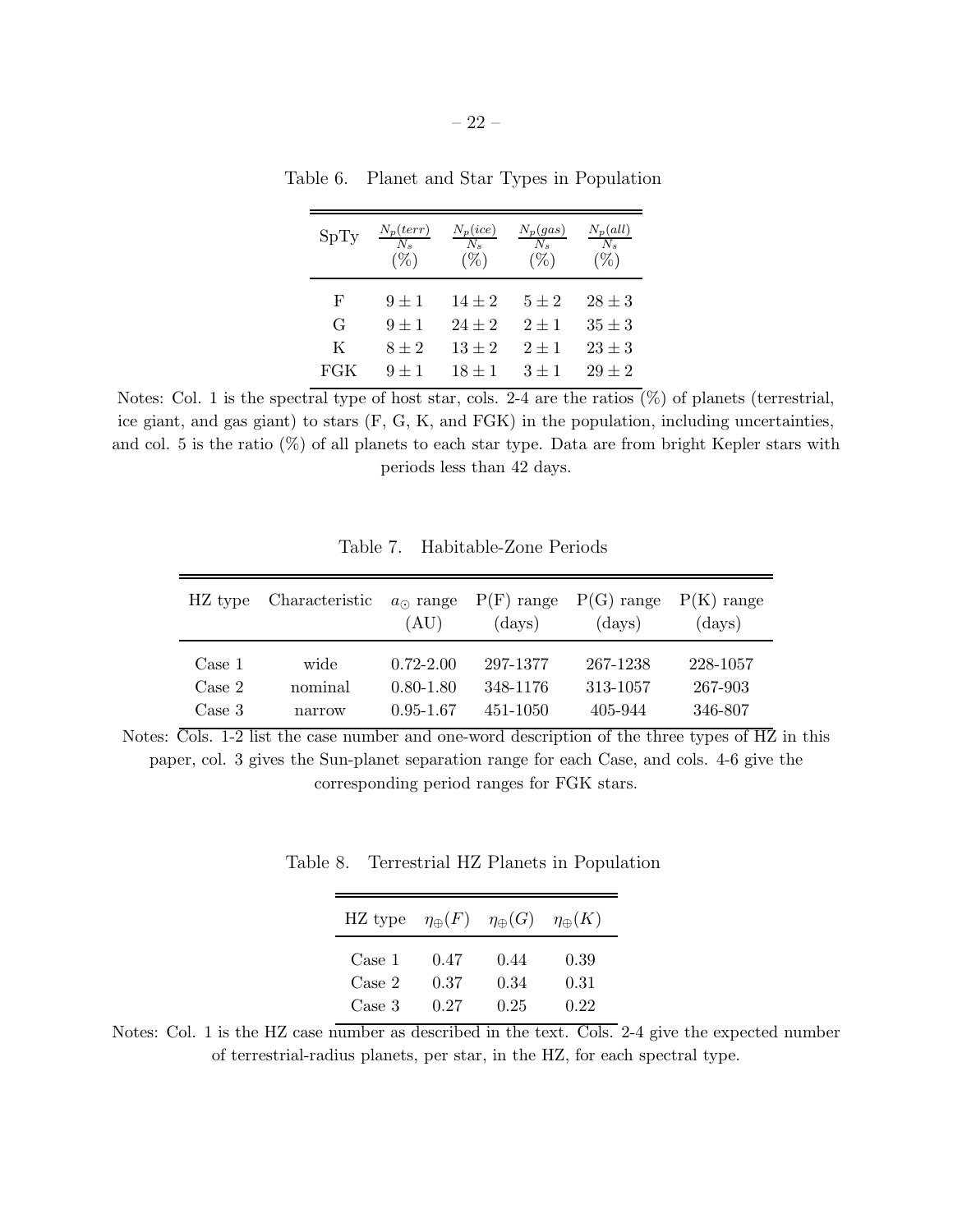Table 6. Planet and Star Types in Population

| SpTy | $\frac{N_p(terr)}{N_s}$ (%) | $\frac{N_p(ice)}{N_s}$ (%) | $\frac{N_p(gas)}{N_s}$ (%) | $\frac{N_p(all)}{N_s}$ (%) |
|---|---|---|---|---|
| F | $9 \pm 1$ | $14 \pm 2$ | $5 \pm 2$ | $28 \pm 3$ |
| G | $9 \pm 1$ | $24 \pm 2$ | $2 \pm 1$ | $35 \pm 3$ |
| K | $8 \pm 2$ | $13 \pm 2$ | $2 \pm 1$ | $23 \pm 3$ |
| FGK | $9 \pm 1$ | $18 \pm 1$ | $3 \pm 1$ | $29 \pm 2$ |

Notes: Col. 1 is the spectral type of host star, cols. 2-4 are the ratios (%) of planets (terrestrial, ice giant, and gas giant) to stars (F, G, K, and FGK) in the population, including uncertainties, and col. 5 is the ratio (%) of all planets to each star type. Data are from bright Kepler stars with periods less than 42 days.

Table 7. Habitable-Zone Periods

| HZ type | Characteristic | $a_{\odot}$ range (AU) | P(F) range (days) | P(G) range (days) | P(K) range (days) |
|---|---|---|---|---|---|
| Case 1 | wide | 0.72-2.00 | 297-1377 | 267-1238 | 228-1057 |
| Case 2 | nominal | 0.80-1.80 | 348-1176 | 313-1057 | 267-903 |
| Case 3 | narrow | 0.95-1.67 | 451-1050 | 405-944 | 346-807 |

Notes: Cols. 1-2 list the case number and one-word description of the three types of HZ in this paper, col. 3 gives the Sun-planet separation range for each Case, and cols. 4-6 give the corresponding period ranges for FGK stars.

Table 8. Terrestrial HZ Planets in Population

| HZ type | $\eta_{\oplus}(F)$ | $\eta_{\oplus}(G)$ | $\eta_{\oplus}(K)$ |
|---|---|---|---|
| Case 1 | 0.47 | 0.44 | 0.39 |
| Case 2 | 0.37 | 0.34 | 0.31 |
| Case 3 | 0.27 | 0.25 | 0.22 |

Notes: Col. 1 is the HZ case number as described in the text. Cols. 2-4 give the expected number of terrestrial-radius planets, per star, in the HZ, for each spectral type.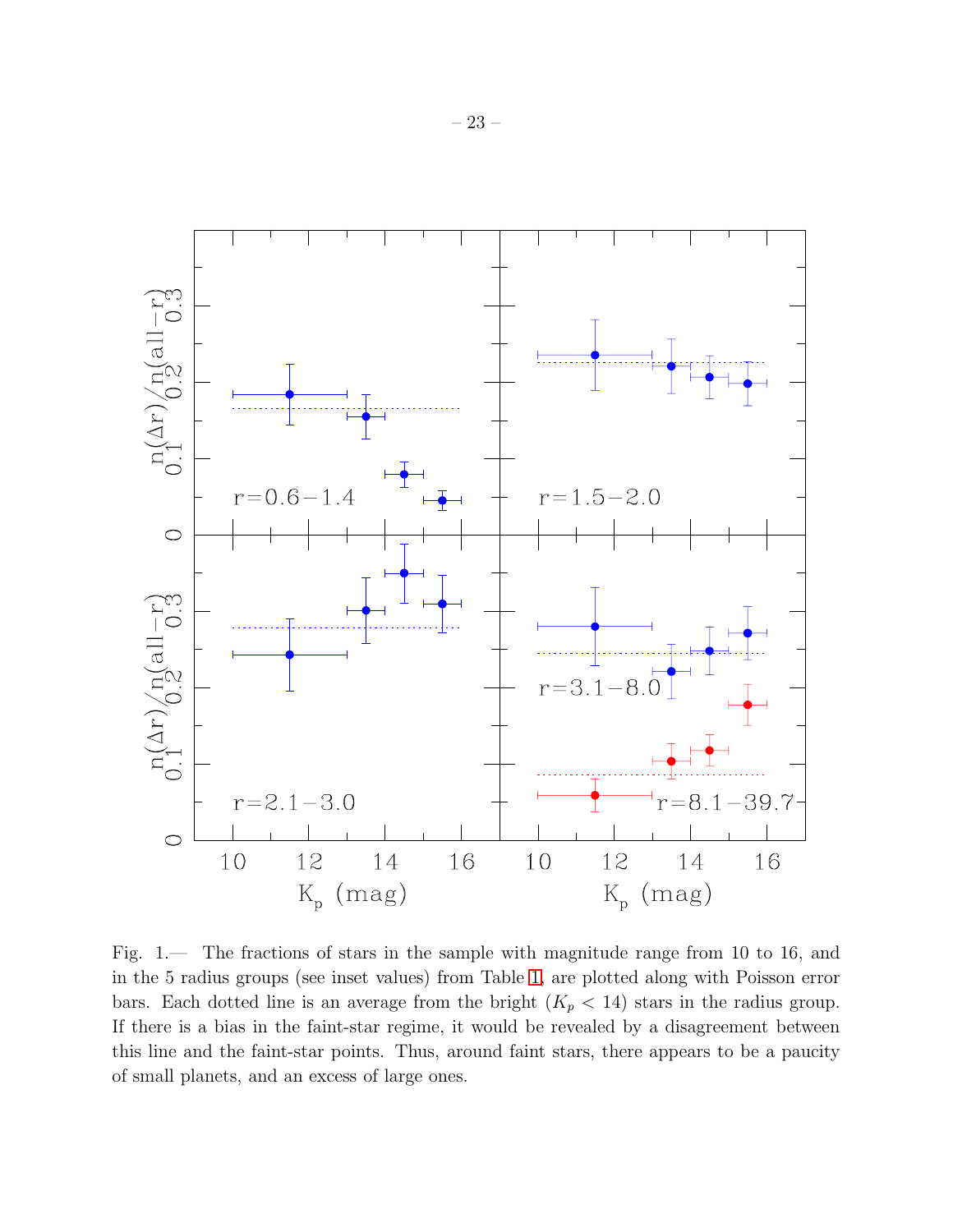Fig. 1.— The fractions of stars in the sample with magnitude range from 10 to 16, and in the 5 radius groups (see inset values) from Table 1, are plotted along with Poisson error bars. Each dotted line is an average from the bright ($K_p < 14$) stars in the radius group. If there is a bias in the faint-star regime, it would be revealed by a disagreement between this line and the faint-star points. Thus, around faint stars, there appears to be a paucity of small planets, and an excess of large ones.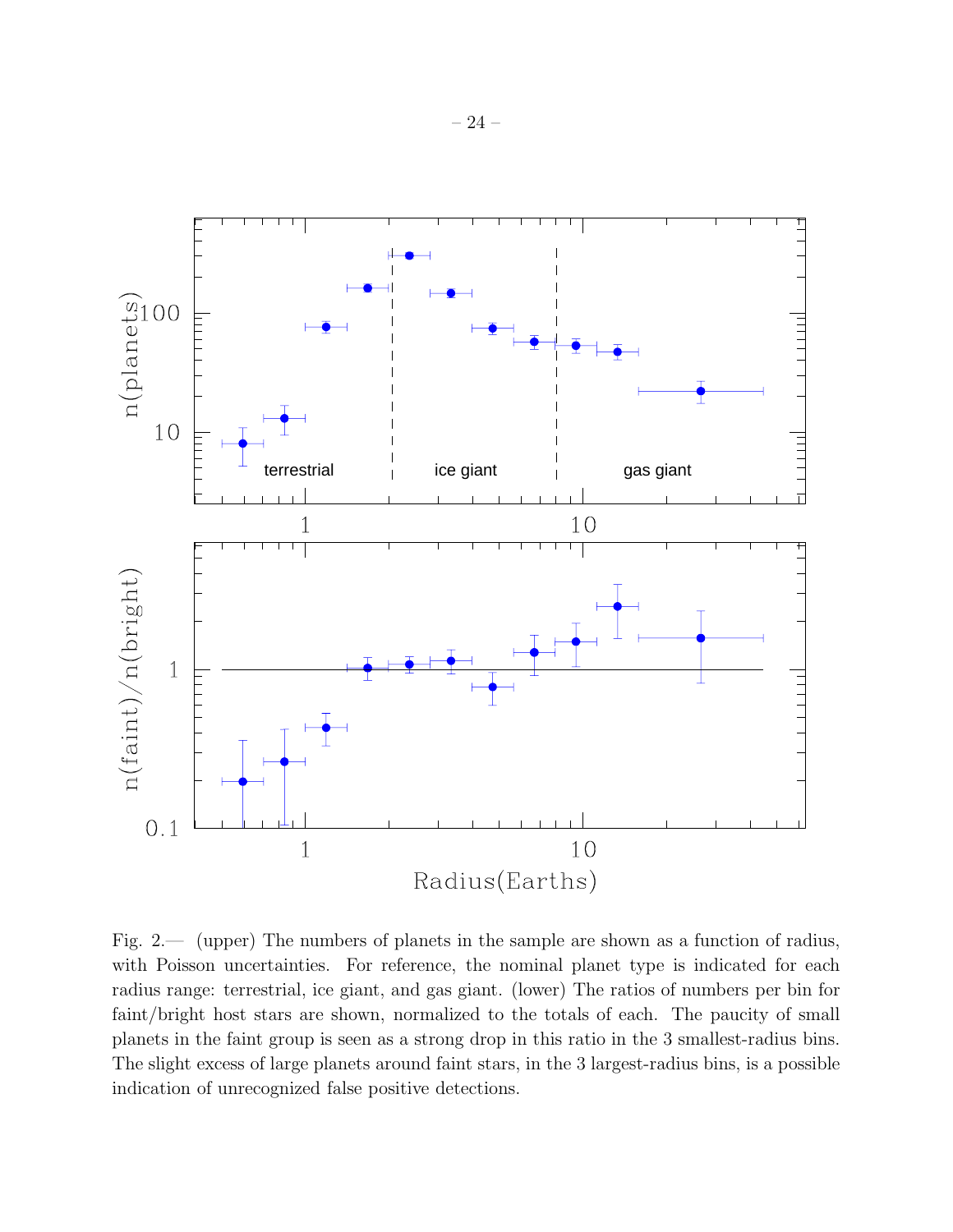Fig. 2.— (upper) The numbers of planets in the sample are shown as a function of radius, with Poisson uncertainties. For reference, the nominal planet type is indicated for each radius range: terrestrial, ice giant, and gas giant. (lower) The ratios of numbers per bin for faint/bright host stars are shown, normalized to the totals of each. The paucity of small planets in the faint group is seen as a strong drop in this ratio in the 3 smallest-radius bins. The slight excess of large planets around faint stars, in the 3 largest-radius bins, is a possible indication of unrecognized false positive detections.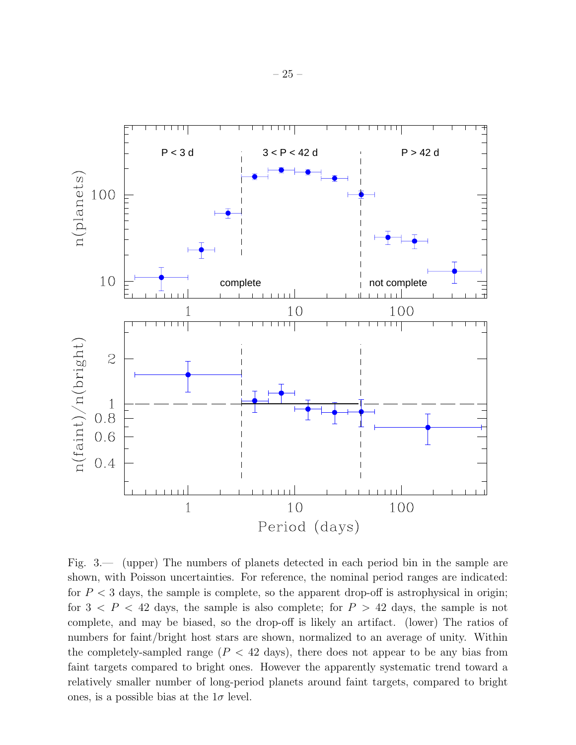Fig. 3.— (upper) The numbers of planets detected in each period bin in the sample are shown, with Poisson uncertainties. For reference, the nominal period ranges are indicated: for $P < 3$ days, the sample is complete, so the apparent drop-off is astrophysical in origin; for $3 < P < 42$ days, the sample is also complete; for $P > 42$ days, the sample is not complete, and may be biased, so the drop-off is likely an artifact. (lower) The ratios of numbers for faint/bright host stars are shown, normalized to an average of unity. Within the completely-sampled range ($P < 42$ days), there does not appear to be any bias from faint targets compared to bright ones. However the apparently systematic trend toward a relatively smaller number of long-period planets around faint targets, compared to bright ones, is a possible bias at the $1\sigma$ level.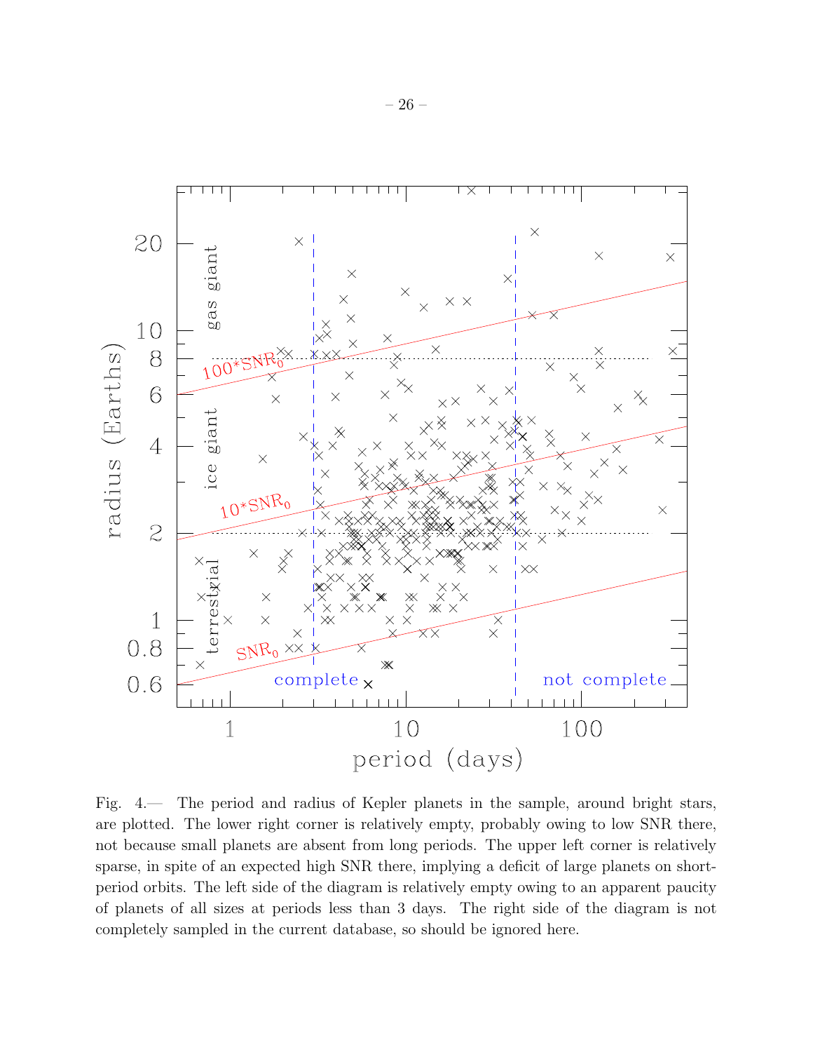Fig. 4.— The period and radius of Kepler planets in the sample, around bright stars, are plotted. The lower right corner is relatively empty, probably owing to low SNR there, not because small planets are absent from long periods. The upper left corner is relatively sparse, in spite of an expected high SNR there, implying a deficit of large planets on short-period orbits. The left side of the diagram is relatively empty owing to an apparent paucity of planets of all sizes at periods less than 3 days. The right side of the diagram is not completely sampled in the current database, so should be ignored here.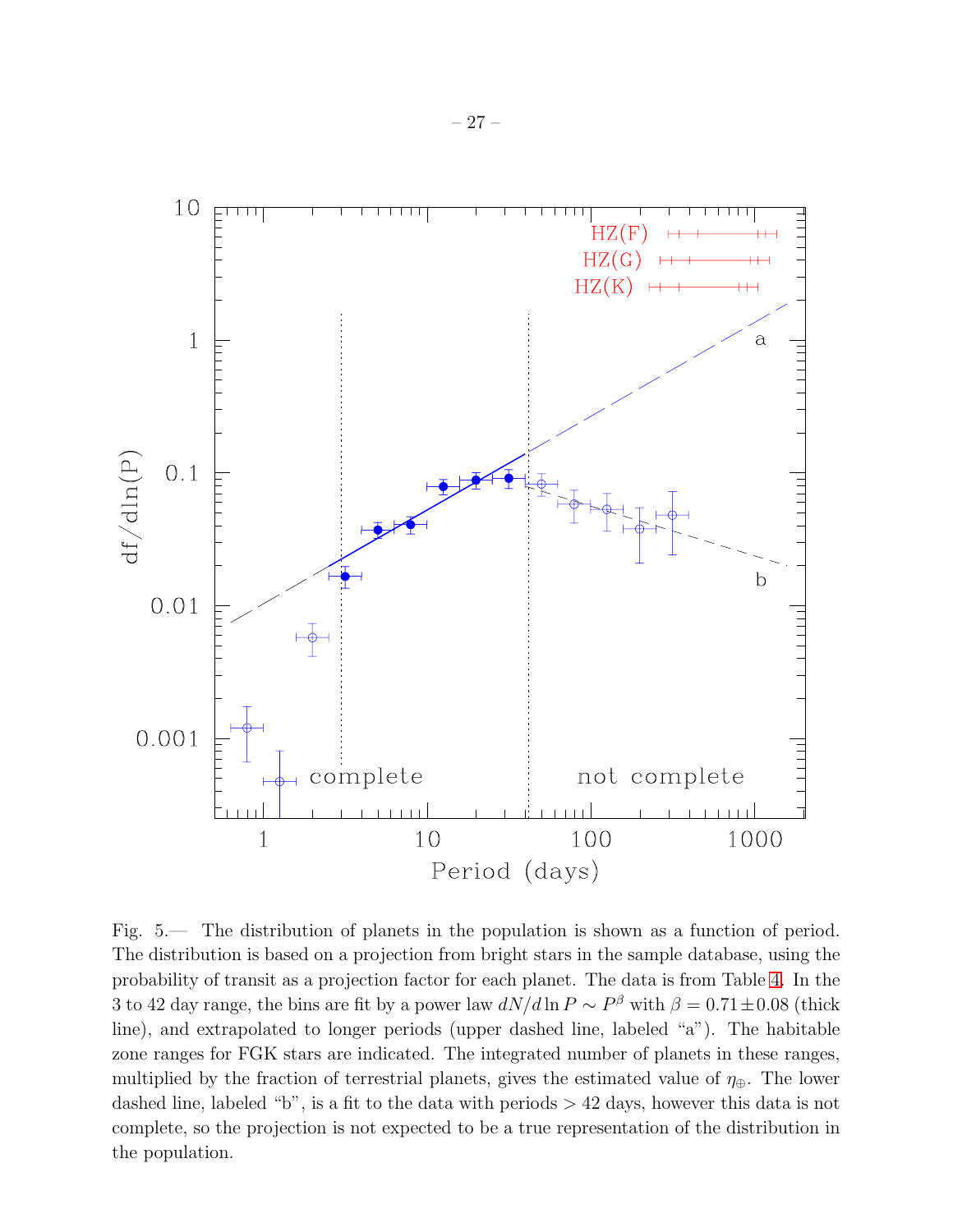HZ(F)
HZ(G)
HZ(K)

10
1
0.1
0.01
0.001

df/dln(P)

a
b

complete
not complete

1
10
100
1000

Period (days)

Fig. 5.— The distribution of planets in the population is shown as a function of period. The distribution is based on a projection from bright stars in the sample database, using the probability of transit as a projection factor for each planet. The data is from Table 4. In the 3 to 42 day range, the bins are fit by a power law $dN/d\ln P \sim P^{\beta}$ with $\beta = 0.71 \pm 0.08$ (thick line), and extrapolated to longer periods (upper dashed line, labeled "a"). The habitable zone ranges for FGK stars are indicated. The integrated number of planets in these ranges, multiplied by the fraction of terrestrial planets, gives the estimated value of $\eta_{\oplus}$. The lower dashed line, labeled "b", is a fit to the data with periods > 42 days, however this data is not complete, so the projection is not expected to be a true representation of the distribution in the population.